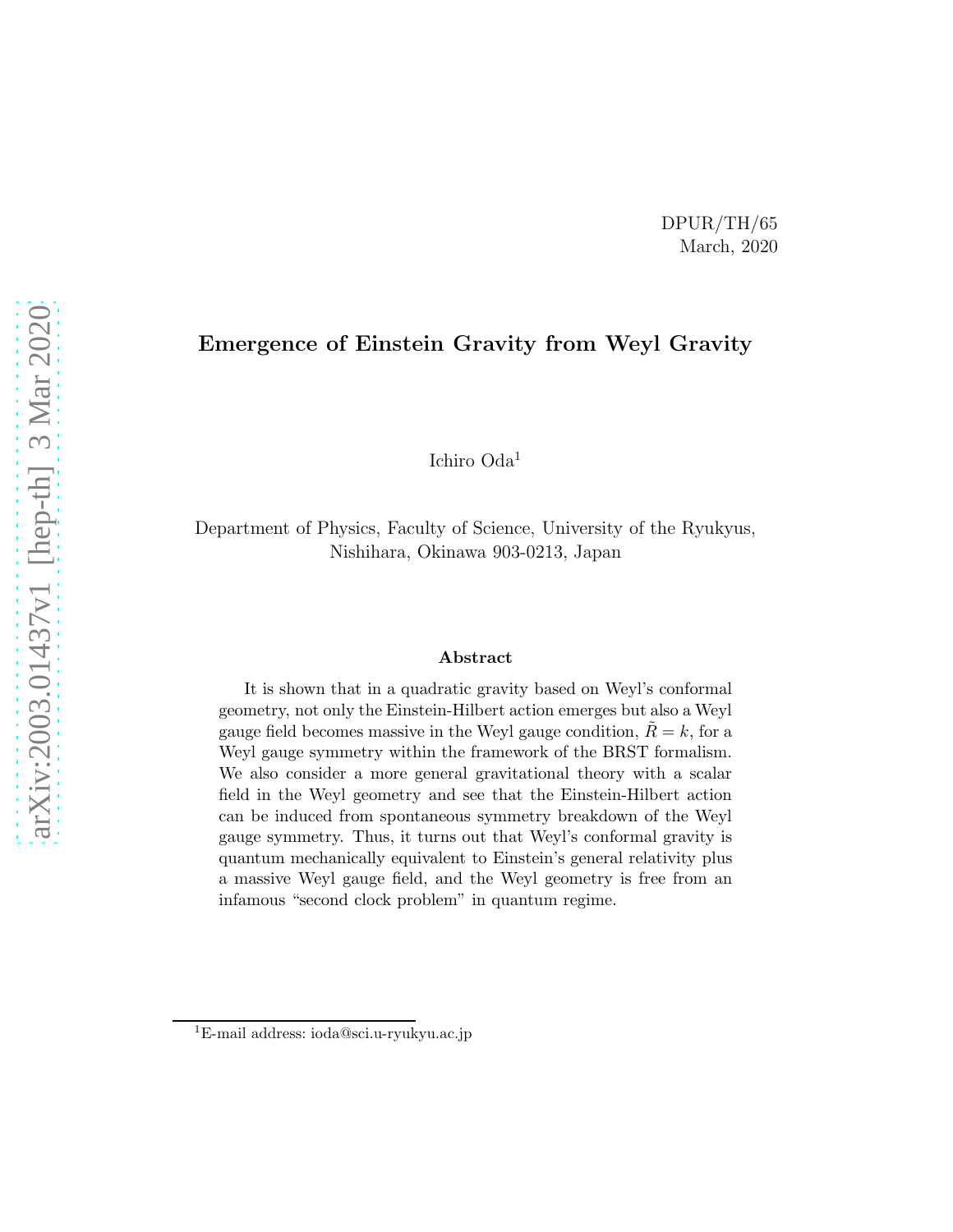DPUR/TH/65
March, 2020

# Emergence of Einstein Gravity from Weyl Gravity

Ichiro Oda[1]

Department of Physics, Faculty of Science, University of the Ryukyus,
Nishihara, Okinawa 903-0213, Japan

## Abstract

It is shown that in a quadratic gravity based on Weyl's conformal geometry, not only the Einstein-Hilbert action emerges but also a Weyl gauge field becomes massive in the Weyl gauge condition, $\tilde{R} = k$, for a Weyl gauge symmetry within the framework of the BRST formalism. We also consider a more general gravitational theory with a scalar field in the Weyl geometry and see that the Einstein-Hilbert action can be induced from spontaneous symmetry breakdown of the Weyl gauge symmetry. Thus, it turns out that Weyl's conformal gravity is quantum mechanically equivalent to Einstein's general relativity plus a massive Weyl gauge field, and the Weyl geometry is free from an infamous "second clock problem" in quantum regime.

[1] E-mail address: ioda@sci.u-ryukyu.ac.jp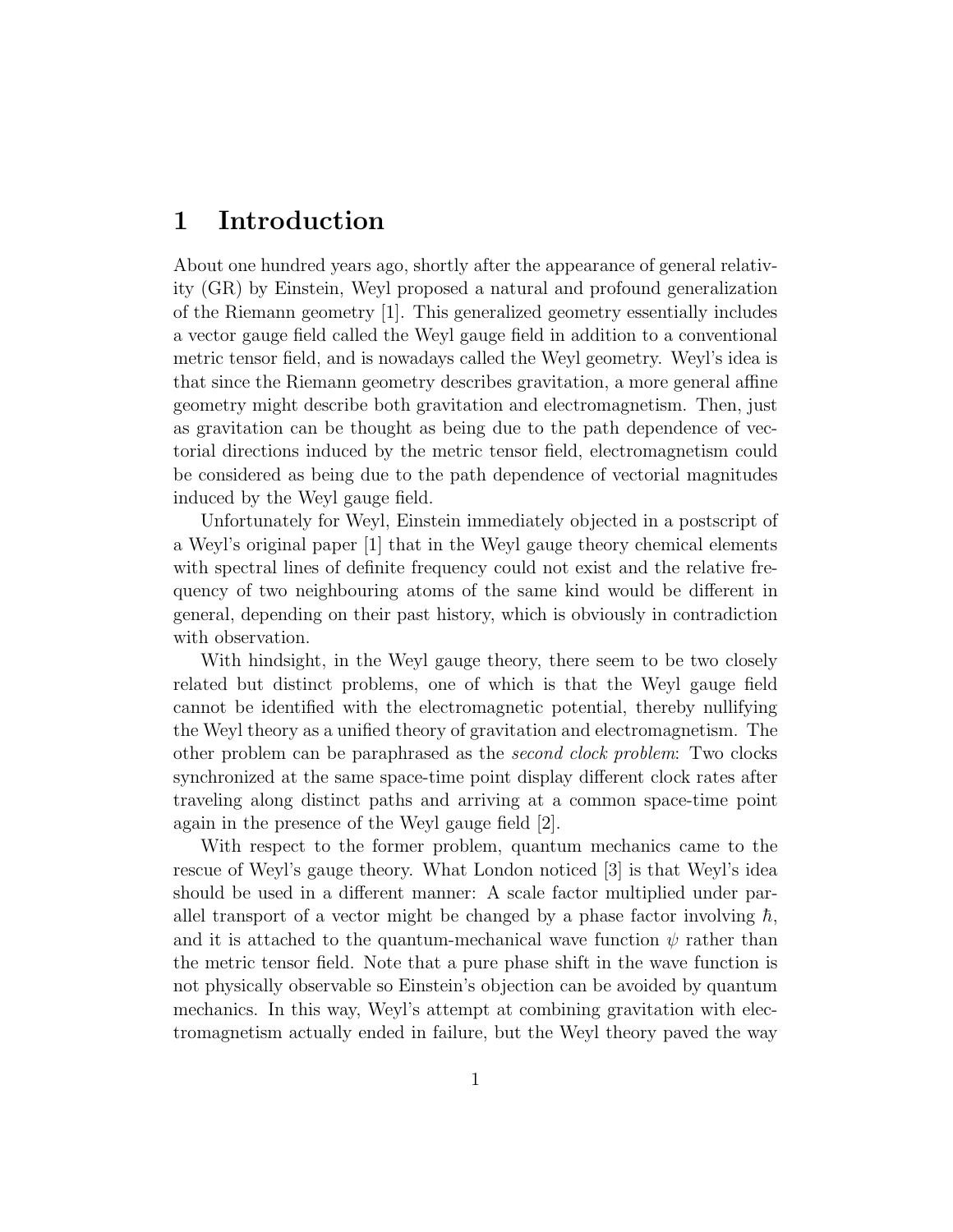# 1 Introduction

About one hundred years ago, shortly after the appearance of general relativity (GR) by Einstein, Weyl proposed a natural and profound generalization of the Riemann geometry [1]. This generalized geometry essentially includes a vector gauge field called the Weyl gauge field in addition to a conventional metric tensor field, and is nowadays called the Weyl geometry. Weyl's idea is that since the Riemann geometry describes gravitation, a more general affine geometry might describe both gravitation and electromagnetism. Then, just as gravitation can be thought as being due to the path dependence of vectorial directions induced by the metric tensor field, electromagnetism could be considered as being due to the path dependence of vectorial magnitudes induced by the Weyl gauge field.

Unfortunately for Weyl, Einstein immediately objected in a postscript of a Weyl's original paper [1] that in the Weyl gauge theory chemical elements with spectral lines of definite frequency could not exist and the relative frequency of two neighbouring atoms of the same kind would be different in general, depending on their past history, which is obviously in contradiction with observation.

With hindsight, in the Weyl gauge theory, there seem to be two closely related but distinct problems, one of which is that the Weyl gauge field cannot be identified with the electromagnetic potential, thereby nullifying the Weyl theory as a unified theory of gravitation and electromagnetism. The other problem can be paraphrased as the *second clock problem*: Two clocks synchronized at the same space-time point display different clock rates after traveling along distinct paths and arriving at a common space-time point again in the presence of the Weyl gauge field [2].

With respect to the former problem, quantum mechanics came to the rescue of Weyl's gauge theory. What London noticed [3] is that Weyl's idea should be used in a different manner: A scale factor multiplied under parallel transport of a vector might be changed by a phase factor involving $\hbar$, and it is attached to the quantum-mechanical wave function $\psi$ rather than the metric tensor field. Note that a pure phase shift in the wave function is not physically observable so Einstein's objection can be avoided by quantum mechanics. In this way, Weyl's attempt at combining gravitation with electromagnetism actually ended in failure, but the Weyl theory paved the way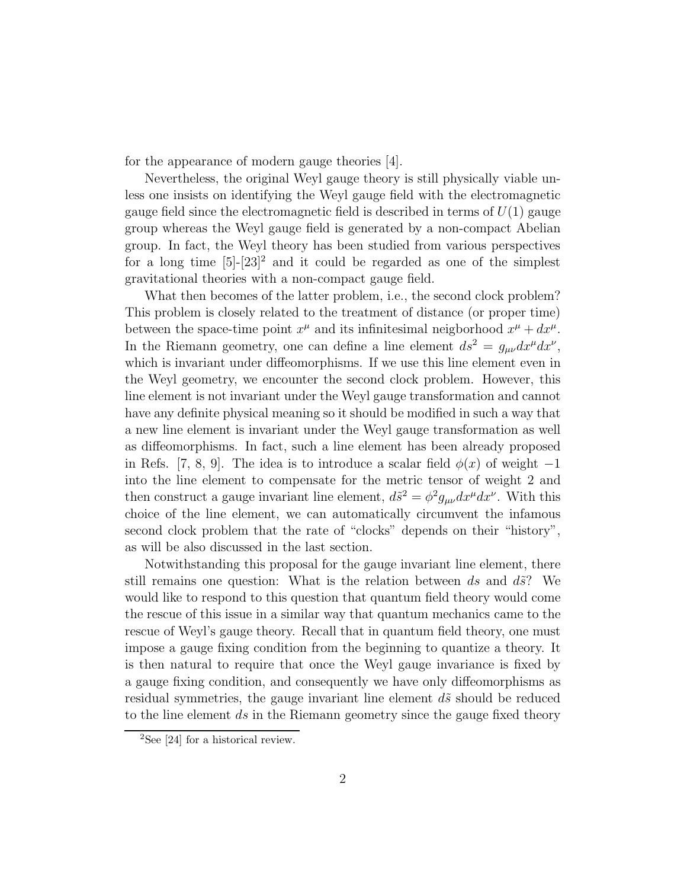for the appearance of modern gauge theories [4].

Nevertheless, the original Weyl gauge theory is still physically viable unless one insists on identifying the Weyl gauge field with the electromagnetic gauge field since the electromagnetic field is described in terms of $U(1)$ gauge group whereas the Weyl gauge field is generated by a non-compact Abelian group. In fact, the Weyl theory has been studied from various perspectives for a long time [5]-[23][2] and it could be regarded as one of the simplest gravitational theories with a non-compact gauge field.

What then becomes of the latter problem, i.e., the second clock problem? This problem is closely related to the treatment of distance (or proper time) between the space-time point $x^\mu$ and its infinitesimal neigborhood $x^\mu + dx^\mu$. In the Riemann geometry, one can define a line element $ds^2 = g_{\mu\nu} dx^\mu dx^\nu$, which is invariant under diffeomorphisms. If we use this line element even in the Weyl geometry, we encounter the second clock problem. However, this line element is not invariant under the Weyl gauge transformation and cannot have any definite physical meaning so it should be modified in such a way that a new line element is invariant under the Weyl gauge transformation as well as diffeomorphisms. In fact, such a line element has been already proposed in Refs. [7, 8, 9]. The idea is to introduce a scalar field $\phi(x)$ of weight $-1$ into the line element to compensate for the metric tensor of weight 2 and then construct a gauge invariant line element, $d\tilde{s}^2 = \phi^2 g_{\mu\nu} dx^\mu dx^\nu$. With this choice of the line element, we can automatically circumvent the infamous second clock problem that the rate of "clocks" depends on their "history", as will be also discussed in the last section.

Notwithstanding this proposal for the gauge invariant line element, there still remains one question: What is the relation between $ds$ and $d\tilde{s}$? We would like to respond to this question that quantum field theory would come the rescue of this issue in a similar way that quantum mechanics came to the rescue of Weyl's gauge theory. Recall that in quantum field theory, one must impose a gauge fixing condition from the beginning to quantize a theory. It is then natural to require that once the Weyl gauge invariance is fixed by a gauge fixing condition, and consequently we have only diffeomorphisms as residual symmetries, the gauge invariant line element $d\tilde{s}$ should be reduced to the line element $ds$ in the Riemann geometry since the gauge fixed theory

[2] See [24] for a historical review.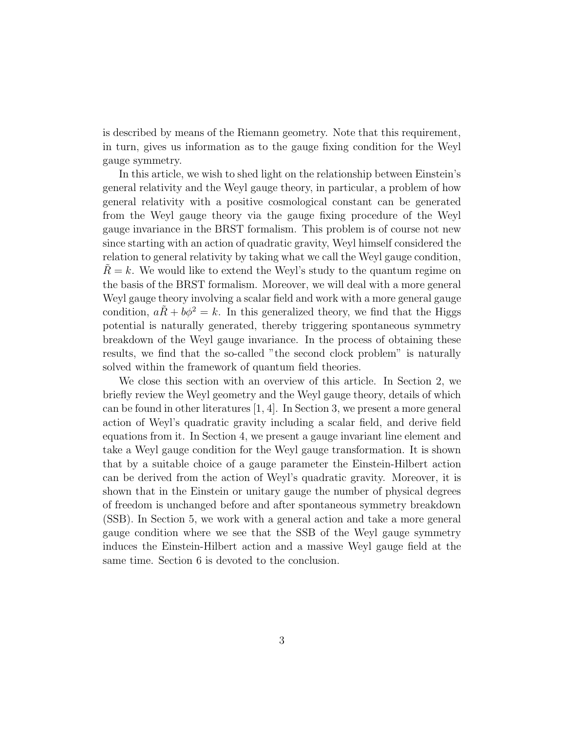is described by means of the Riemann geometry. Note that this requirement, in turn, gives us information as to the gauge fixing condition for the Weyl gauge symmetry.

In this article, we wish to shed light on the relationship between Einstein's general relativity and the Weyl gauge theory, in particular, a problem of how general relativity with a positive cosmological constant can be generated from the Weyl gauge theory via the gauge fixing procedure of the Weyl gauge invariance in the BRST formalism. This problem is of course not new since starting with an action of quadratic gravity, Weyl himself considered the relation to general relativity by taking what we call the Weyl gauge condition, $\tilde{R} = k$. We would like to extend the Weyl's study to the quantum regime on the basis of the BRST formalism. Moreover, we will deal with a more general Weyl gauge theory involving a scalar field and work with a more general gauge condition, $a\tilde{R} + b\phi^2 = k$. In this generalized theory, we find that the Higgs potential is naturally generated, thereby triggering spontaneous symmetry breakdown of the Weyl gauge invariance. In the process of obtaining these results, we find that the so-called "the second clock problem" is naturally solved within the framework of quantum field theories.

We close this section with an overview of this article. In Section 2, we briefly review the Weyl geometry and the Weyl gauge theory, details of which can be found in other literatures [1, 4]. In Section 3, we present a more general action of Weyl's quadratic gravity including a scalar field, and derive field equations from it. In Section 4, we present a gauge invariant line element and take a Weyl gauge condition for the Weyl gauge transformation. It is shown that by a suitable choice of a gauge parameter the Einstein-Hilbert action can be derived from the action of Weyl's quadratic gravity. Moreover, it is shown that in the Einstein or unitary gauge the number of physical degrees of freedom is unchanged before and after spontaneous symmetry breakdown (SSB). In Section 5, we work with a general action and take a more general gauge condition where we see that the SSB of the Weyl gauge symmetry induces the Einstein-Hilbert action and a massive Weyl gauge field at the same time. Section 6 is devoted to the conclusion.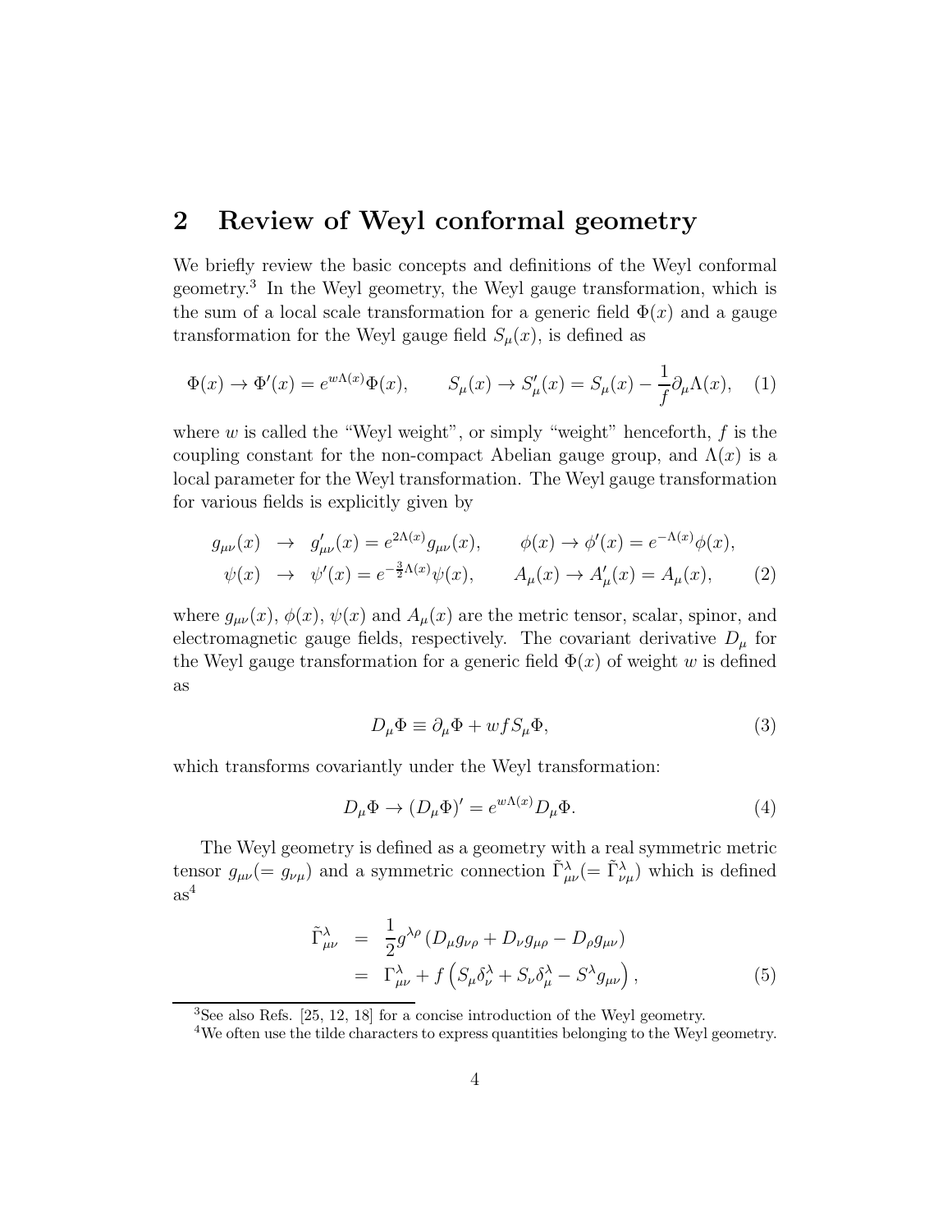## 2 Review of Weyl conformal geometry

We briefly review the basic concepts and definitions of the Weyl conformal geometry.[3] In the Weyl geometry, the Weyl gauge transformation, which is the sum of a local scale transformation for a generic field $\Phi(x)$ and a gauge transformation for the Weyl gauge field $S_\mu(x)$, is defined as

$$\Phi(x) \to \Phi'(x) = e^{w\Lambda(x)}\Phi(x), \qquad S_\mu(x) \to S'_\mu(x) = S_\mu(x) - \frac{1}{f}\partial_\mu \Lambda(x), \quad (1)$$

where $w$ is called the "Weyl weight", or simply "weight" henceforth, $f$ is the coupling constant for the non-compact Abelian gauge group, and $\Lambda(x)$ is a local parameter for the Weyl transformation. The Weyl gauge transformation for various fields is explicitly given by

$$\begin{aligned} g_{\mu\nu}(x) &\to g'_{\mu\nu}(x) = e^{2\Lambda(x)}g_{\mu\nu}(x), \qquad \phi(x) \to \phi'(x) = e^{-\Lambda(x)}\phi(x), \\ \psi(x) &\to \psi'(x) = e^{-\frac{3}{2}\Lambda(x)}\psi(x), \qquad A_\mu(x) \to A'_\mu(x) = A_\mu(x), \end{aligned} \quad (2)$$

where $g_{\mu\nu}(x)$, $\phi(x)$, $\psi(x)$ and $A_\mu(x)$ are the metric tensor, scalar, spinor, and electromagnetic gauge fields, respectively. The covariant derivative $D_\mu$ for the Weyl gauge transformation for a generic field $\Phi(x)$ of weight $w$ is defined as

$$D_\mu \Phi \equiv \partial_\mu \Phi + wfS_\mu \Phi, \quad (3)$$

which transforms covariantly under the Weyl transformation:

$$D_\mu \Phi \to (D_\mu \Phi)' = e^{w\Lambda(x)}D_\mu \Phi. \quad (4)$$

The Weyl geometry is defined as a geometry with a real symmetric metric tensor $g_{\mu\nu}(= g_{\nu\mu})$ and a symmetric connection $\tilde{\Gamma}^\lambda_{\mu\nu}(= \tilde{\Gamma}^\lambda_{\nu\mu})$ which is defined as[4]

$$\begin{aligned} \tilde{\Gamma}^\lambda_{\mu\nu} &= \frac{1}{2}g^{\lambda\rho}\left(D_\mu g_{\nu\rho} + D_\nu g_{\mu\rho} - D_\rho g_{\mu\nu}\right) \\ &= \Gamma^\lambda_{\mu\nu} + f\left(S_\mu \delta^\lambda_\nu + S_\nu \delta^\lambda_\mu - S^\lambda g_{\mu\nu}\right), \end{aligned} \quad (5)$$

[3] See also Refs. [25, 12, 18] for a concise introduction of the Weyl geometry.

[4] We often use the tilde characters to express quantities belonging to the Weyl geometry.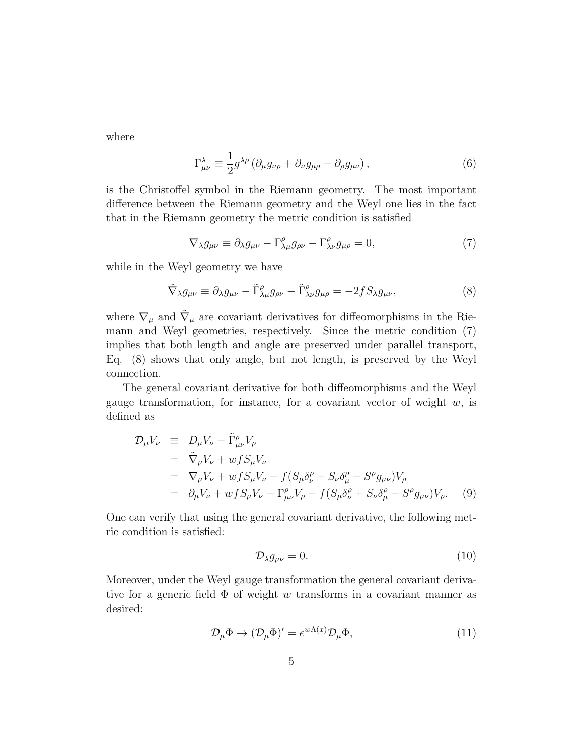where

$$\Gamma^{\lambda}_{\mu\nu} \equiv \frac{1}{2} g^{\lambda\rho} \left( \partial_\mu g_{\nu\rho} + \partial_\nu g_{\mu\rho} - \partial_\rho g_{\mu\nu} \right), \tag{6}$$

is the Christoffel symbol in the Riemann geometry. The most important difference between the Riemann geometry and the Weyl one lies in the fact that in the Riemann geometry the metric condition is satisfied

$$\nabla_\lambda g_{\mu\nu} \equiv \partial_\lambda g_{\mu\nu} - \Gamma^{\rho}_{\lambda\mu} g_{\rho\nu} - \Gamma^{\rho}_{\lambda\nu} g_{\mu\rho} = 0, \tag{7}$$

while in the Weyl geometry we have

$$\tilde{\nabla}_\lambda g_{\mu\nu} \equiv \partial_\lambda g_{\mu\nu} - \tilde{\Gamma}^{\rho}_{\lambda\mu} g_{\rho\nu} - \tilde{\Gamma}^{\rho}_{\lambda\nu} g_{\mu\rho} = -2 f S_\lambda g_{\mu\nu}, \tag{8}$$

where $\nabla_\mu$ and $\tilde{\nabla}_\mu$ are covariant derivatives for diffeomorphisms in the Riemann and Weyl geometries, respectively. Since the metric condition (7) implies that both length and angle are preserved under parallel transport, Eq. (8) shows that only angle, but not length, is preserved by the Weyl connection.

The general covariant derivative for both diffeomorphisms and the Weyl gauge transformation, for instance, for a covariant vector of weight $w$, is defined as

$$\begin{aligned}
\mathcal{D}_\mu V_\nu &\equiv D_\mu V_\nu - \tilde{\Gamma}^{\rho}_{\mu\nu} V_\rho \\
&= \tilde{\nabla}_\mu V_\nu + w f S_\mu V_\nu \\
&= \nabla_\mu V_\nu + w f S_\mu V_\nu - f (S_\mu \delta^\rho_\nu + S_\nu \delta^\rho_\mu - S^\rho g_{\mu\nu}) V_\rho \\
&= \partial_\mu V_\nu + w f S_\mu V_\nu - \Gamma^{\rho}_{\mu\nu} V_\rho - f (S_\mu \delta^\rho_\nu + S_\nu \delta^\rho_\mu - S^\rho g_{\mu\nu}) V_\rho.
\end{aligned} \tag{9}$$

One can verify that using the general covariant derivative, the following metric condition is satisfied:

$$\mathcal{D}_\lambda g_{\mu\nu} = 0. \tag{10}$$

Moreover, under the Weyl gauge transformation the general covariant derivative for a generic field $\Phi$ of weight $w$ transforms in a covariant manner as desired:

$$\mathcal{D}_\mu \Phi \to (\mathcal{D}_\mu \Phi)' = e^{w\Lambda(x)} \mathcal{D}_\mu \Phi, \tag{11}$$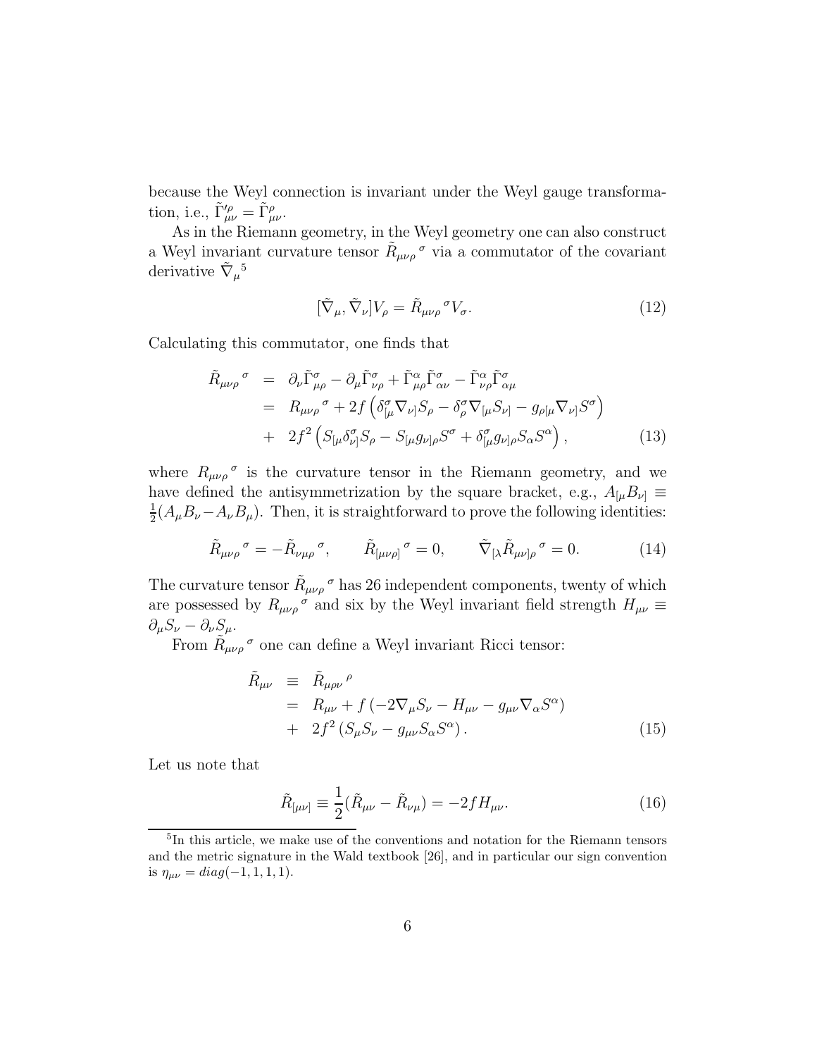because the Weyl connection is invariant under the Weyl gauge transformation, i.e., $\tilde{\Gamma}'^{\rho}_{\mu\nu} = \tilde{\Gamma}^{\rho}_{\mu\nu}$.

As in the Riemann geometry, in the Weyl geometry one can also construct a Weyl invariant curvature tensor $\tilde{R}_{\mu\nu\rho}{}^{\sigma}$ via a commutator of the covariant derivative $\tilde{\nabla}_{\mu}$ [5]

$$
[\tilde{\nabla}_{\mu}, \tilde{\nabla}_{\nu}]V_{\rho} = \tilde{R}_{\mu\nu\rho}{}^{\sigma} V_{\sigma}. \tag{12}
$$

Calculating this commutator, one finds that

$$
\begin{aligned}
\tilde{R}_{\mu\nu\rho}{}^{\sigma} &= \partial_{\nu}\tilde{\Gamma}^{\sigma}_{\mu\rho} - \partial_{\mu}\tilde{\Gamma}^{\sigma}_{\nu\rho} + \tilde{\Gamma}^{\alpha}_{\mu\rho}\tilde{\Gamma}^{\sigma}_{\alpha\nu} - \tilde{\Gamma}^{\alpha}_{\nu\rho}\tilde{\Gamma}^{\sigma}_{\alpha\mu} \\
&= R_{\mu\nu\rho}{}^{\sigma} + 2f\left(\delta^{\sigma}_{[\mu}\nabla_{\nu]}S_{\rho} - \delta^{\sigma}_{\rho}\nabla_{[\mu}S_{\nu]} - g_{\rho[\mu}\nabla_{\nu]}S^{\sigma}\right) \\
&+ \ 2f^2\left(S_{[\mu}\delta^{\sigma}_{\nu]}S_{\rho} - S_{[\mu}g_{\nu]\rho}S^{\sigma} + \delta^{\sigma}_{[\mu}g_{\nu]\rho}S_{\alpha}S^{\alpha}\right),
\end{aligned} \tag{13}
$$

where $R_{\mu\nu\rho}{}^{\sigma}$ is the curvature tensor in the Riemann geometry, and we have defined the antisymmetrization by the square bracket, e.g., $A_{[\mu}B_{\nu]} \equiv \frac{1}{2}(A_{\mu}B_{\nu} - A_{\nu}B_{\mu})$. Then, it is straightforward to prove the following identities:

$$
\tilde{R}_{\mu\nu\rho}{}^{\sigma} = -\tilde{R}_{\nu\mu\rho}{}^{\sigma}, \qquad \tilde{R}_{[\mu\nu\rho]}{}^{\sigma} = 0, \qquad \tilde{\nabla}_{[\lambda}\tilde{R}_{\mu\nu]\rho}{}^{\sigma} = 0. \tag{14}
$$

The curvature tensor $\tilde{R}_{\mu\nu\rho}{}^{\sigma}$ has 26 independent components, twenty of which are possessed by $R_{\mu\nu\rho}{}^{\sigma}$ and six by the Weyl invariant field strength $H_{\mu\nu} \equiv \partial_{\mu}S_{\nu} - \partial_{\nu}S_{\mu}$.

From $\tilde{R}_{\mu\nu\rho}{}^{\sigma}$ one can define a Weyl invariant Ricci tensor:

$$
\begin{aligned}
\tilde{R}_{\mu\nu} &\equiv \tilde{R}_{\mu\rho\nu}{}^{\rho} \\
&= R_{\mu\nu} + f\left(-2\nabla_{\mu}S_{\nu} - H_{\mu\nu} - g_{\mu\nu}\nabla_{\alpha}S^{\alpha}\right) \\
&+ \ 2f^2\left(S_{\mu}S_{\nu} - g_{\mu\nu}S_{\alpha}S^{\alpha}\right).
\end{aligned} \tag{15}
$$

Let us note that

$$
\tilde{R}_{[\mu\nu]} \equiv \frac{1}{2}(\tilde{R}_{\mu\nu} - \tilde{R}_{\nu\mu}) = -2fH_{\mu\nu}. \tag{16}
$$

---

[5] In this article, we make use of the conventions and notation for the Riemann tensors and the metric signature in the Wald textbook [26], and in particular our sign convention is $\eta_{\mu\nu} = diag(-1, 1, 1, 1)$.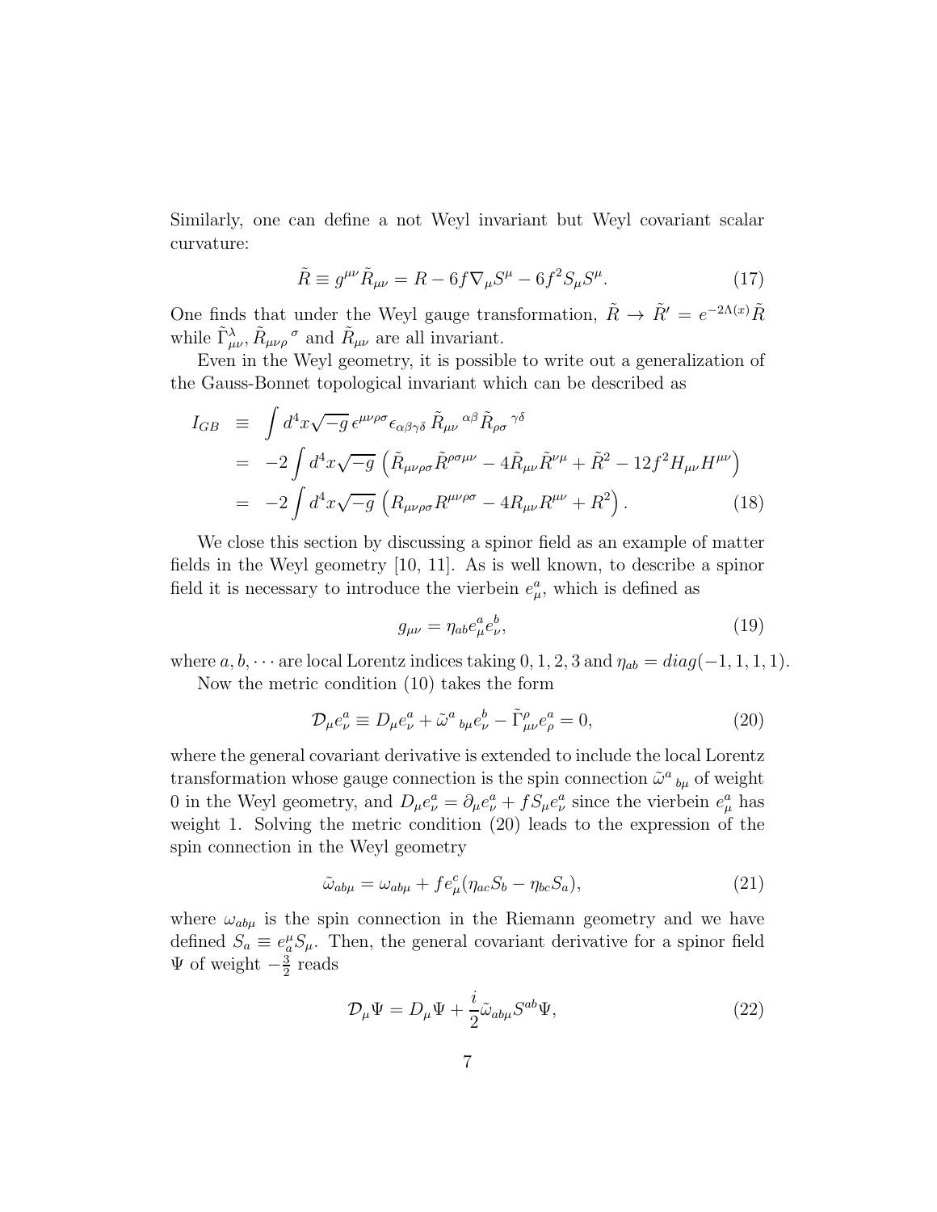Similarly, one can define a not Weyl invariant but Weyl covariant scalar curvature:

$$\tilde{R} \equiv g^{\mu\nu}\tilde{R}_{\mu\nu} = R - 6f\nabla_\mu S^\mu - 6f^2 S_\mu S^\mu. \tag{17}$$

One finds that under the Weyl gauge transformation, $\tilde{R} \to \tilde{R}' = e^{-2\Lambda(x)}\tilde{R}$ while $\tilde{\Gamma}^\lambda_{\mu\nu}, \tilde{R}_{\mu\nu\rho}{}^\sigma$ and $\tilde{R}_{\mu\nu}$ are all invariant.

Even in the Weyl geometry, it is possible to write out a generalization of the Gauss-Bonnet topological invariant which can be described as

$$\begin{aligned}
I_{GB} &\equiv \int d^4x\sqrt{-g}\,\epsilon^{\mu\nu\rho\sigma}\epsilon_{\alpha\beta\gamma\delta}\,\tilde{R}_{\mu\nu}{}^{\alpha\beta}\tilde{R}_{\rho\sigma}{}^{\gamma\delta} \\
&= -2\int d^4x\sqrt{-g}\left(\tilde{R}_{\mu\nu\rho\sigma}\tilde{R}^{\rho\sigma\mu\nu} - 4\tilde{R}_{\mu\nu}\tilde{R}^{\nu\mu} + \tilde{R}^2 - 12f^2 H_{\mu\nu}H^{\mu\nu}\right) \\
&= -2\int d^4x\sqrt{-g}\left(R_{\mu\nu\rho\sigma}R^{\mu\nu\rho\sigma} - 4R_{\mu\nu}R^{\mu\nu} + R^2\right).
\end{aligned} \tag{18}$$

We close this section by discussing a spinor field as an example of matter fields in the Weyl geometry [10, 11]. As is well known, to describe a spinor field it is necessary to introduce the vierbein $e^a_\mu$, which is defined as

$$g_{\mu\nu} = \eta_{ab}e^a_\mu e^b_\nu, \tag{19}$$

where $a, b, \cdots$ are local Lorentz indices taking $0, 1, 2, 3$ and $\eta_{ab} = diag(-1, 1, 1, 1)$.

Now the metric condition (10) takes the form

$$\mathcal{D}_\mu e^a_\nu \equiv D_\mu e^a_\nu + \tilde{\omega}^a{}_{b\mu}e^b_\nu - \tilde{\Gamma}^\rho_{\mu\nu}e^a_\rho = 0, \tag{20}$$

where the general covariant derivative is extended to include the local Lorentz transformation whose gauge connection is the spin connection $\tilde{\omega}^a{}_{b\mu}$ of weight 0 in the Weyl geometry, and $D_\mu e^a_\nu = \partial_\mu e^a_\nu + fS_\mu e^a_\nu$ since the vierbein $e^a_\mu$ has weight 1. Solving the metric condition (20) leads to the expression of the spin connection in the Weyl geometry

$$\tilde{\omega}_{ab\mu} = \omega_{ab\mu} + fe^c_\mu(\eta_{ac}S_b - \eta_{bc}S_a), \tag{21}$$

where $\omega_{ab\mu}$ is the spin connection in the Riemann geometry and we have defined $S_a \equiv e^\mu_a S_\mu$. Then, the general covariant derivative for a spinor field $\Psi$ of weight $-\frac{3}{2}$ reads

$$\mathcal{D}_\mu\Psi = D_\mu\Psi + \frac{i}{2}\tilde{\omega}_{ab\mu}S^{ab}\Psi, \tag{22}$$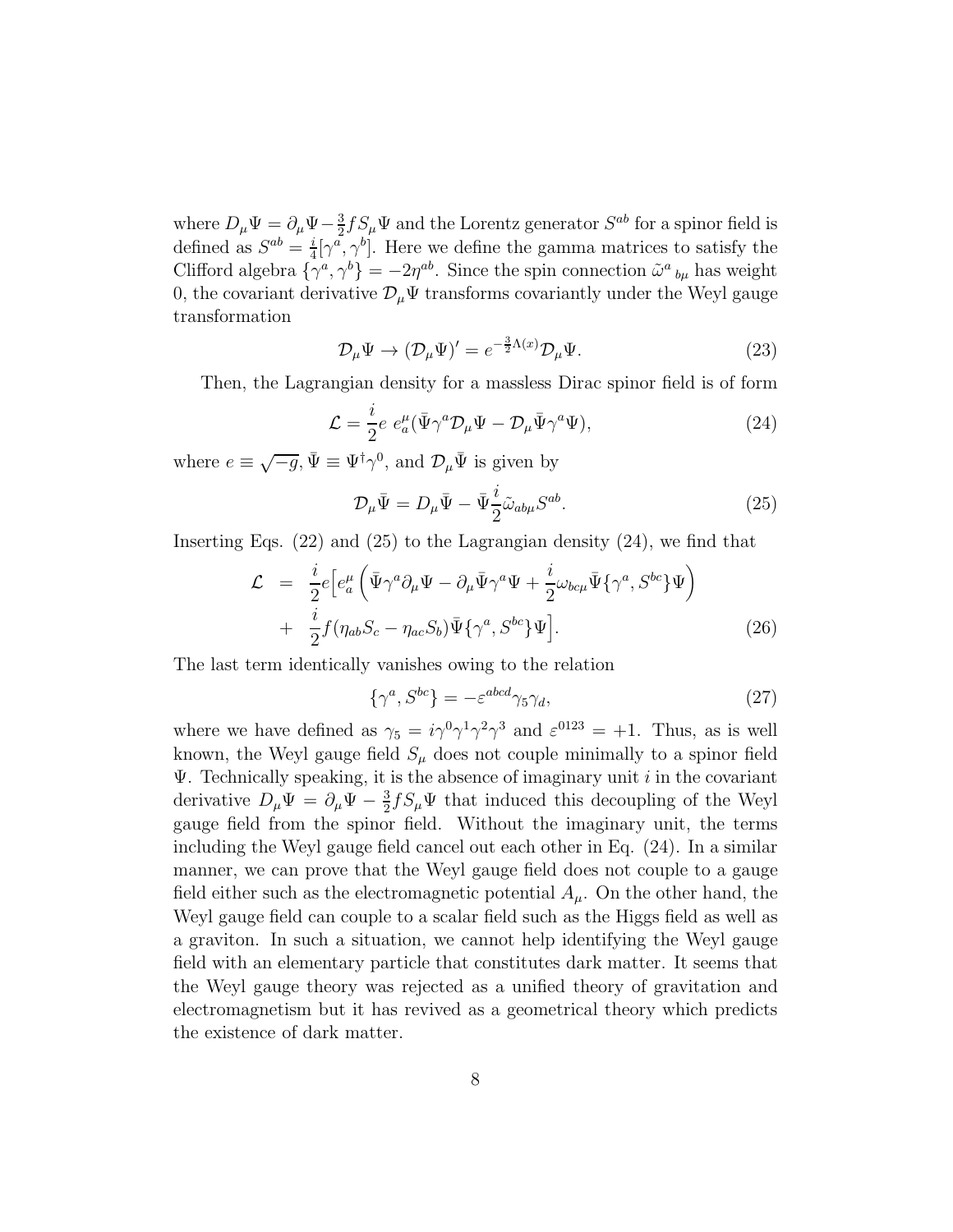where $D_\mu \Psi = \partial_\mu \Psi - \frac{3}{2} f S_\mu \Psi$ and the Lorentz generator $S^{ab}$ for a spinor field is defined as $S^{ab} = \frac{i}{4}[\gamma^a, \gamma^b]$. Here we define the gamma matrices to satisfy the Clifford algebra $\{\gamma^a, \gamma^b\} = -2\eta^{ab}$. Since the spin connection $\tilde{\omega}^a{}_{b\mu}$ has weight 0, the covariant derivative $\mathcal{D}_\mu \Psi$ transforms covariantly under the Weyl gauge transformation

$$\mathcal{D}_\mu \Psi \to (\mathcal{D}_\mu \Psi)' = e^{-\frac{3}{2}\Lambda(x)} \mathcal{D}_\mu \Psi. \tag{23}$$

Then, the Lagrangian density for a massless Dirac spinor field is of form

$$\mathcal{L} = \frac{i}{2} e \; e^\mu_a (\bar{\Psi} \gamma^a \mathcal{D}_\mu \Psi - \mathcal{D}_\mu \bar{\Psi} \gamma^a \Psi), \tag{24}$$

where $e \equiv \sqrt{-g}$, $\bar{\Psi} \equiv \Psi^\dagger \gamma^0$, and $\mathcal{D}_\mu \bar{\Psi}$ is given by

$$\mathcal{D}_\mu \bar{\Psi} = D_\mu \bar{\Psi} - \bar{\Psi} \frac{i}{2} \tilde{\omega}_{ab\mu} S^{ab}. \tag{25}$$

Inserting Eqs. (22) and (25) to the Lagrangian density (24), we find that

$$\begin{aligned}
\mathcal{L} &= \frac{i}{2} e \Big[ e^\mu_a \left( \bar{\Psi} \gamma^a \partial_\mu \Psi - \partial_\mu \bar{\Psi} \gamma^a \Psi + \frac{i}{2} \omega_{bc\mu} \bar{\Psi} \{\gamma^a, S^{bc}\} \Psi \right) \\
&+ \frac{i}{2} f (\eta_{ab} S_c - \eta_{ac} S_b) \bar{\Psi} \{\gamma^a, S^{bc}\} \Psi \Big].
\end{aligned} \tag{26}$$

The last term identically vanishes owing to the relation

$$\{\gamma^a, S^{bc}\} = -\varepsilon^{abcd} \gamma_5 \gamma_d, \tag{27}$$

where we have defined as $\gamma_5 = i\gamma^0 \gamma^1 \gamma^2 \gamma^3$ and $\varepsilon^{0123} = +1$. Thus, as is well known, the Weyl gauge field $S_\mu$ does not couple minimally to a spinor field $\Psi$. Technically speaking, it is the absence of imaginary unit $i$ in the covariant derivative $D_\mu \Psi = \partial_\mu \Psi - \frac{3}{2} f S_\mu \Psi$ that induced this decoupling of the Weyl gauge field from the spinor field. Without the imaginary unit, the terms including the Weyl gauge field cancel out each other in Eq. (24). In a similar manner, we can prove that the Weyl gauge field does not couple to a gauge field either such as the electromagnetic potential $A_\mu$. On the other hand, the Weyl gauge field can couple to a scalar field such as the Higgs field as well as a graviton. In such a situation, we cannot help identifying the Weyl gauge field with an elementary particle that constitutes dark matter. It seems that the Weyl gauge theory was rejected as a unified theory of gravitation and electromagnetism but it has revived as a geometrical theory which predicts the existence of dark matter.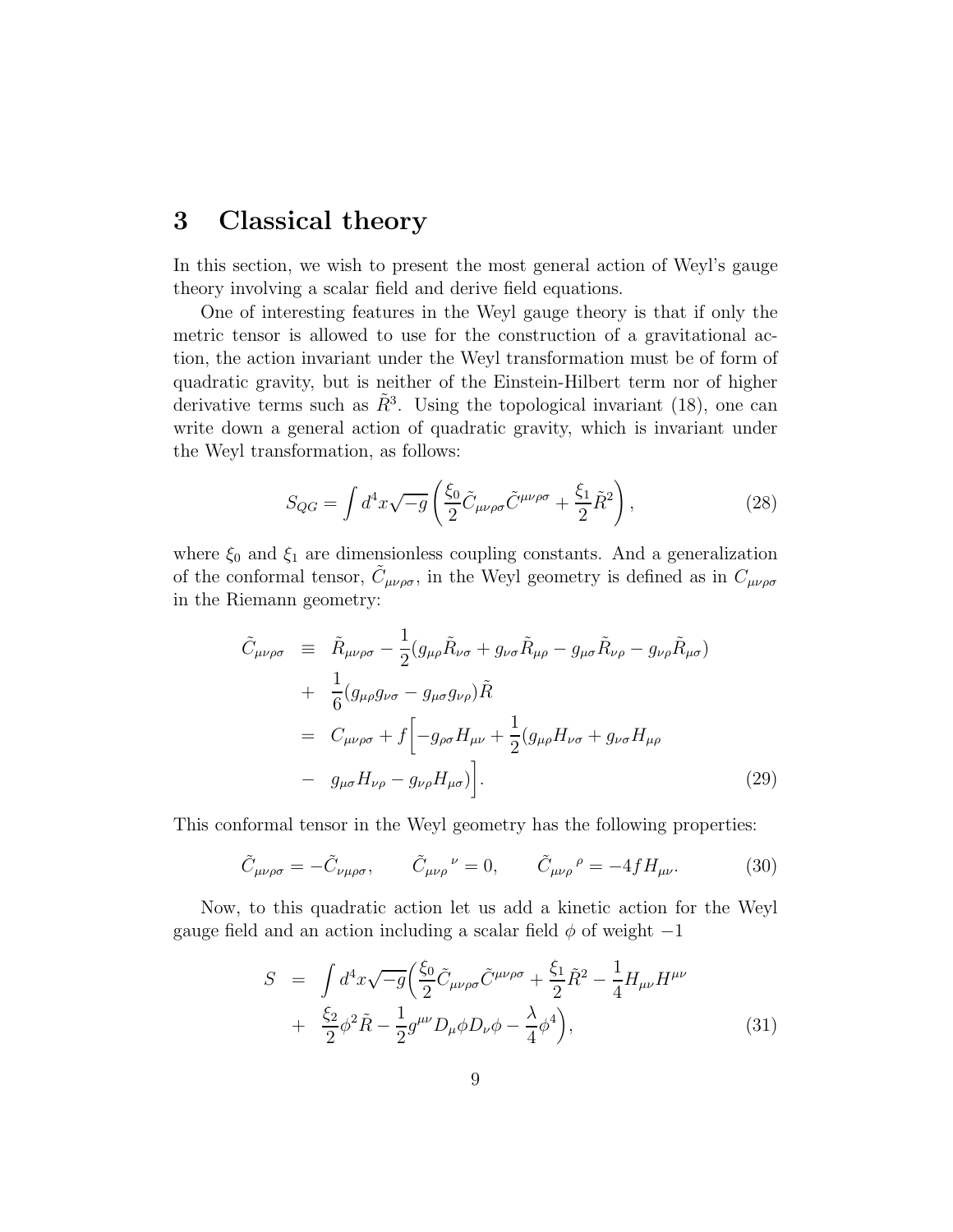# 3 Classical theory

In this section, we wish to present the most general action of Weyl's gauge theory involving a scalar field and derive field equations.

One of interesting features in the Weyl gauge theory is that if only the metric tensor is allowed to use for the construction of a gravitational action, the action invariant under the Weyl transformation must be of form of quadratic gravity, but is neither of the Einstein-Hilbert term nor of higher derivative terms such as $\tilde{R}^3$. Using the topological invariant (18), one can write down a general action of quadratic gravity, which is invariant under the Weyl transformation, as follows:

$$S_{QG} = \int d^4x \sqrt{-g} \left( \frac{\xi_0}{2} \tilde{C}_{\mu\nu\rho\sigma} \tilde{C}^{\mu\nu\rho\sigma} + \frac{\xi_1}{2} \tilde{R}^2 \right), \tag{28}$$

where $\xi_0$ and $\xi_1$ are dimensionless coupling constants. And a generalization of the conformal tensor, $\tilde{C}_{\mu\nu\rho\sigma}$, in the Weyl geometry is defined as in $C_{\mu\nu\rho\sigma}$ in the Riemann geometry:

$$\begin{aligned}
\tilde{C}_{\mu\nu\rho\sigma} &\equiv \tilde{R}_{\mu\nu\rho\sigma} - \frac{1}{2}(g_{\mu\rho}\tilde{R}_{\nu\sigma} + g_{\nu\sigma}\tilde{R}_{\mu\rho} - g_{\mu\sigma}\tilde{R}_{\nu\rho} - g_{\nu\rho}\tilde{R}_{\mu\sigma}) \\
&+ \frac{1}{6}(g_{\mu\rho}g_{\nu\sigma} - g_{\mu\sigma}g_{\nu\rho})\tilde{R} \\
&= C_{\mu\nu\rho\sigma} + f\Big[ -g_{\rho\sigma}H_{\mu\nu} + \frac{1}{2}(g_{\mu\rho}H_{\nu\sigma} + g_{\nu\sigma}H_{\mu\rho} \\
&- g_{\mu\sigma}H_{\nu\rho} - g_{\nu\rho}H_{\mu\sigma}) \Big].
\end{aligned} \tag{29}$$

This conformal tensor in the Weyl geometry has the following properties:

$$\tilde{C}_{\mu\nu\rho\sigma} = -\tilde{C}_{\nu\mu\rho\sigma}, \qquad \tilde{C}_{\mu\nu\rho}{}^{\nu} = 0, \qquad \tilde{C}_{\mu\nu\rho}{}^{\rho} = -4fH_{\mu\nu}. \tag{30}$$

Now, to this quadratic action let us add a kinetic action for the Weyl gauge field and an action including a scalar field $\phi$ of weight $-1$

$$\begin{aligned}
S &= \int d^4x \sqrt{-g} \Big( \frac{\xi_0}{2} \tilde{C}_{\mu\nu\rho\sigma} \tilde{C}^{\mu\nu\rho\sigma} + \frac{\xi_1}{2} \tilde{R}^2 - \frac{1}{4} H_{\mu\nu} H^{\mu\nu} \\
&+ \frac{\xi_2}{2} \phi^2 \tilde{R} - \frac{1}{2} g^{\mu\nu} D_\mu \phi D_\nu \phi - \frac{\lambda}{4} \phi^4 \Big),
\end{aligned} \tag{31}$$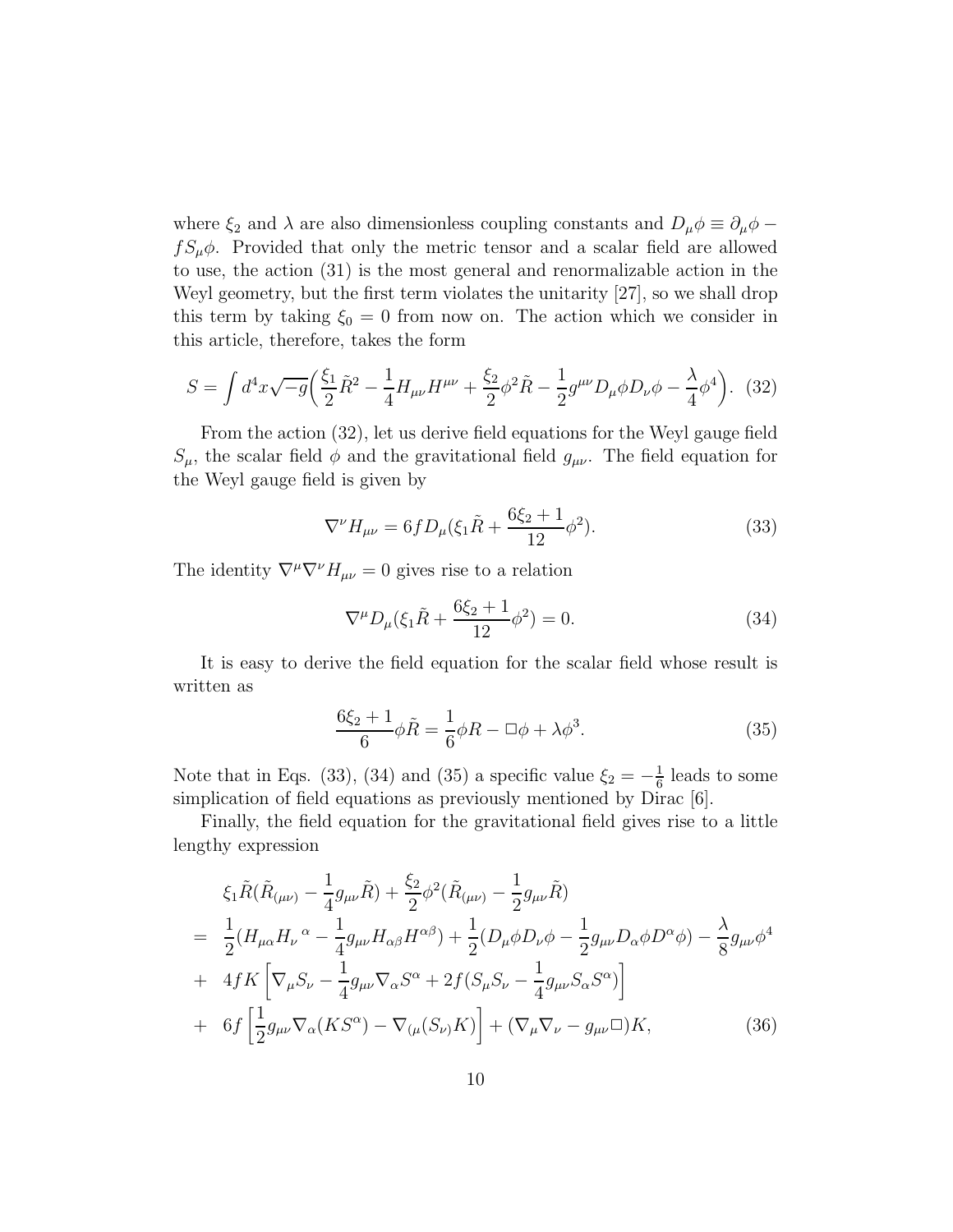where $\xi_2$ and $\lambda$ are also dimensionless coupling constants and $D_\mu \phi \equiv \partial_\mu \phi - f S_\mu \phi$. Provided that only the metric tensor and a scalar field are allowed to use, the action (31) is the most general and renormalizable action in the Weyl geometry, but the first term violates the unitarity [27], so we shall drop this term by taking $\xi_0 = 0$ from now on. The action which we consider in this article, therefore, takes the form

$$S = \int d^4 x \sqrt{-g} \Big( \frac{\xi_1}{2} \tilde{R}^2 - \frac{1}{4} H_{\mu\nu} H^{\mu\nu} + \frac{\xi_2}{2} \phi^2 \tilde{R} - \frac{1}{2} g^{\mu\nu} D_\mu \phi D_\nu \phi - \frac{\lambda}{4} \phi^4 \Big). \quad (32)$$

From the action (32), let us derive field equations for the Weyl gauge field $S_\mu$, the scalar field $\phi$ and the gravitational field $g_{\mu\nu}$. The field equation for the Weyl gauge field is given by

$$\nabla^\nu H_{\mu\nu} = 6 f D_\mu ( \xi_1 \tilde{R} + \frac{6\xi_2 + 1}{12} \phi^2 ). \quad (33)$$

The identity $\nabla^\mu \nabla^\nu H_{\mu\nu} = 0$ gives rise to a relation

$$\nabla^\mu D_\mu ( \xi_1 \tilde{R} + \frac{6\xi_2 + 1}{12} \phi^2 ) = 0. \quad (34)$$

It is easy to derive the field equation for the scalar field whose result is written as

$$\frac{6\xi_2 + 1}{6} \phi \tilde{R} = \frac{1}{6} \phi R - \Box \phi + \lambda \phi^3. \quad (35)$$

Note that in Eqs. (33), (34) and (35) a specific value $\xi_2 = -\frac{1}{6}$ leads to some simplication of field equations as previously mentioned by Dirac [6].

Finally, the field equation for the gravitational field gives rise to a little lengthy expression

$$\begin{aligned}
& \xi_1 \tilde{R} ( \tilde{R}_{(\mu\nu)} - \frac{1}{4} g_{\mu\nu} \tilde{R} ) + \frac{\xi_2}{2} \phi^2 ( \tilde{R}_{(\mu\nu)} - \frac{1}{2} g_{\mu\nu} \tilde{R} ) \\
= & \ \frac{1}{2} ( H_{\mu\alpha} H_\nu{}^\alpha - \frac{1}{4} g_{\mu\nu} H_{\alpha\beta} H^{\alpha\beta} ) + \frac{1}{2} ( D_\mu \phi D_\nu \phi - \frac{1}{2} g_{\mu\nu} D_\alpha \phi D^\alpha \phi ) - \frac{\lambda}{8} g_{\mu\nu} \phi^4 \\
+ & \ 4 f K \Big[ \nabla_\mu S_\nu - \frac{1}{4} g_{\mu\nu} \nabla_\alpha S^\alpha + 2 f ( S_\mu S_\nu - \frac{1}{4} g_{\mu\nu} S_\alpha S^\alpha ) \Big] \\
+ & \ 6 f \Big[ \frac{1}{2} g_{\mu\nu} \nabla_\alpha ( K S^\alpha ) - \nabla_{(\mu} ( S_{\nu)} K ) \Big] + ( \nabla_\mu \nabla_\nu - g_{\mu\nu} \Box ) K, \quad (36)
\end{aligned}$$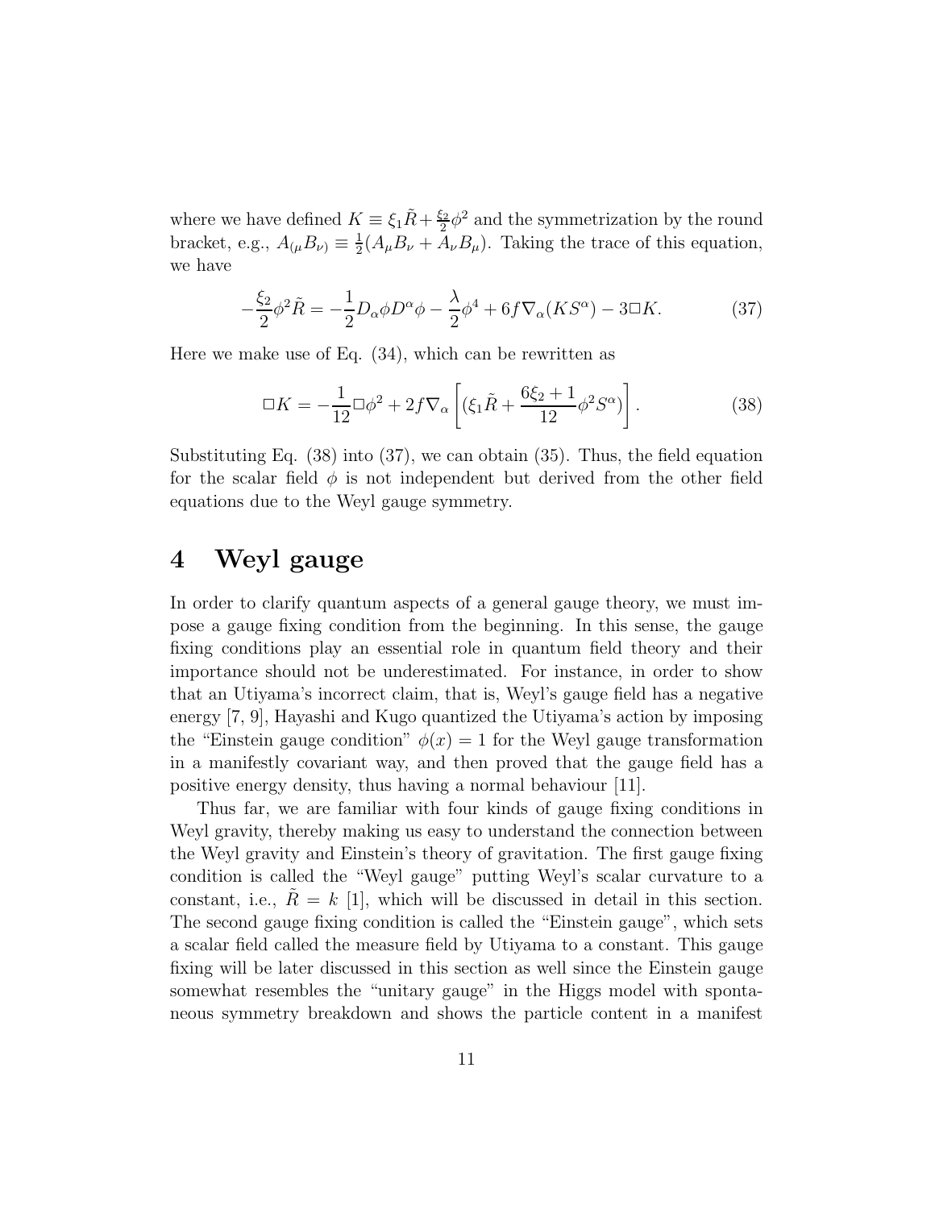where we have defined $K \equiv \xi_1 \tilde{R} + \frac{\xi_2}{2}\phi^2$ and the symmetrization by the round bracket, e.g., $A_{(\mu}B_{\nu)} \equiv \frac{1}{2}(A_\mu B_\nu + A_\nu B_\mu)$. Taking the trace of this equation, we have

$$-\frac{\xi_2}{2}\phi^2 \tilde{R} = -\frac{1}{2}D_\alpha \phi D^\alpha \phi - \frac{\lambda}{2}\phi^4 + 6f\nabla_\alpha (K S^\alpha) - 3\Box K. \tag{37}$$

Here we make use of Eq. (34), which can be rewritten as

$$\Box K = -\frac{1}{12}\Box \phi^2 + 2f\nabla_\alpha \left[ (\xi_1 \tilde{R} + \frac{6\xi_2 + 1}{12}\phi^2 S^\alpha) \right]. \tag{38}$$

Substituting Eq. (38) into (37), we can obtain (35). Thus, the field equation for the scalar field $\phi$ is not independent but derived from the other field equations due to the Weyl gauge symmetry.

# 4 Weyl gauge

In order to clarify quantum aspects of a general gauge theory, we must impose a gauge fixing condition from the beginning. In this sense, the gauge fixing conditions play an essential role in quantum field theory and their importance should not be underestimated. For instance, in order to show that an Utiyama's incorrect claim, that is, Weyl's gauge field has a negative energy [7, 9], Hayashi and Kugo quantized the Utiyama's action by imposing the "Einstein gauge condition" $\phi(x) = 1$ for the Weyl gauge transformation in a manifestly covariant way, and then proved that the gauge field has a positive energy density, thus having a normal behaviour [11].

Thus far, we are familiar with four kinds of gauge fixing conditions in Weyl gravity, thereby making us easy to understand the connection between the Weyl gravity and Einstein's theory of gravitation. The first gauge fixing condition is called the "Weyl gauge" putting Weyl's scalar curvature to a constant, i.e., $\tilde{R} = k$ [1], which will be discussed in detail in this section. The second gauge fixing condition is called the "Einstein gauge", which sets a scalar field called the measure field by Utiyama to a constant. This gauge fixing will be later discussed in this section as well since the Einstein gauge somewhat resembles the "unitary gauge" in the Higgs model with spontaneous symmetry breakdown and shows the particle content in a manifest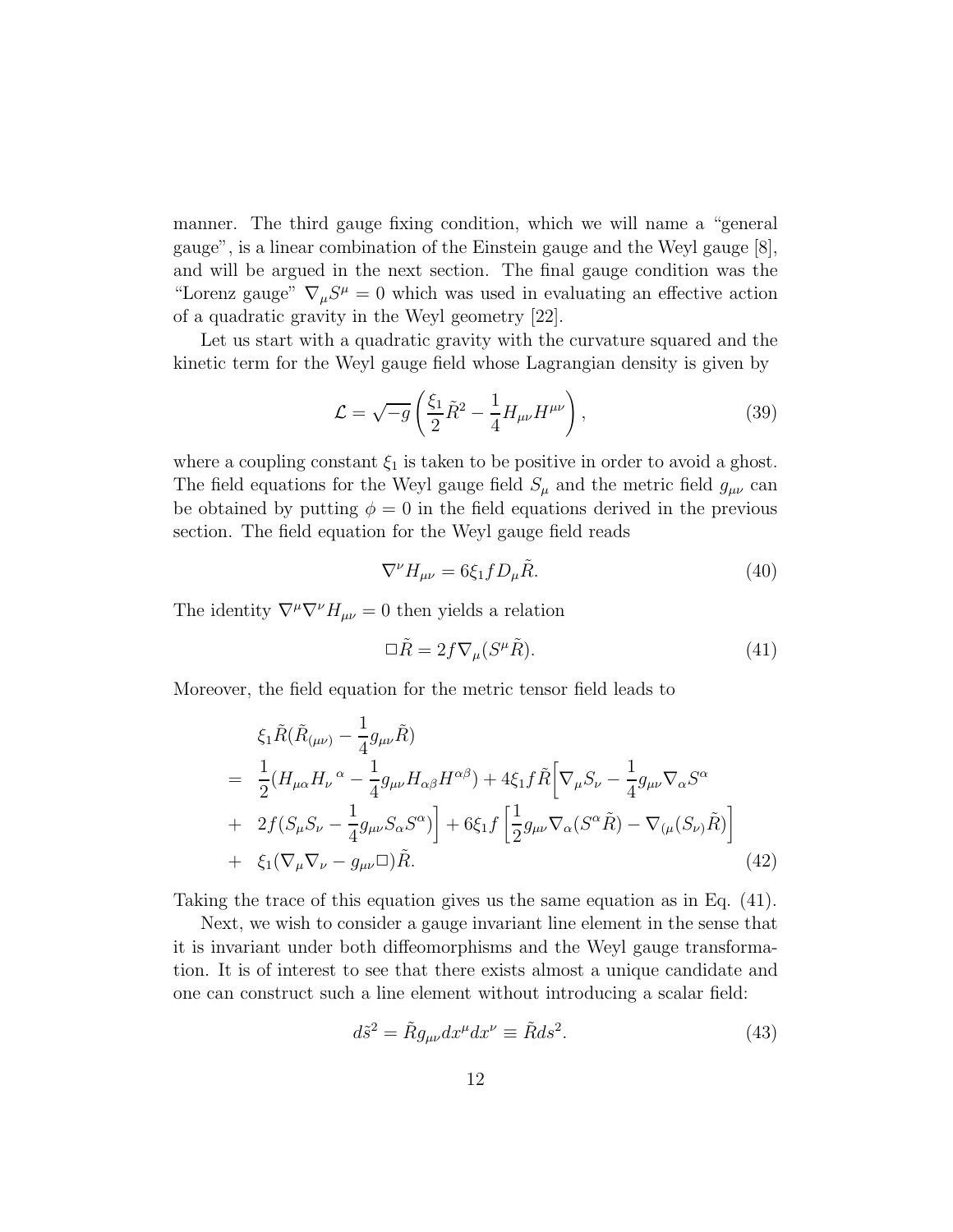manner. The third gauge fixing condition, which we will name a "general gauge", is a linear combination of the Einstein gauge and the Weyl gauge [8], and will be argued in the next section. The final gauge condition was the "Lorenz gauge" $\nabla_\mu S^\mu = 0$ which was used in evaluating an effective action of a quadratic gravity in the Weyl geometry [22].

Let us start with a quadratic gravity with the curvature squared and the kinetic term for the Weyl gauge field whose Lagrangian density is given by

$$\mathcal{L} = \sqrt{-g}\left(\frac{\xi_1}{2}\tilde{R}^2 - \frac{1}{4}H_{\mu\nu}H^{\mu\nu}\right), \tag{39}$$

where a coupling constant $\xi_1$ is taken to be positive in order to avoid a ghost. The field equations for the Weyl gauge field $S_\mu$ and the metric field $g_{\mu\nu}$ can be obtained by putting $\phi = 0$ in the field equations derived in the previous section. The field equation for the Weyl gauge field reads

$$\nabla^\nu H_{\mu\nu} = 6\xi_1 f D_\mu \tilde{R}. \tag{40}$$

The identity $\nabla^\mu \nabla^\nu H_{\mu\nu} = 0$ then yields a relation

$$\Box \tilde{R} = 2f\nabla_\mu(S^\mu \tilde{R}). \tag{41}$$

Moreover, the field equation for the metric tensor field leads to

$$\begin{aligned}
& \xi_1 \tilde{R}(\tilde{R}_{(\mu\nu)} - \frac{1}{4}g_{\mu\nu}\tilde{R}) \\
= \; & \frac{1}{2}(H_{\mu\alpha}H_\nu{}^\alpha - \frac{1}{4}g_{\mu\nu}H_{\alpha\beta}H^{\alpha\beta}) + 4\xi_1 f \tilde{R}\Big[\nabla_\mu S_\nu - \frac{1}{4}g_{\mu\nu}\nabla_\alpha S^\alpha \\
+ \; & 2f(S_\mu S_\nu - \frac{1}{4}g_{\mu\nu}S_\alpha S^\alpha)\Big] + 6\xi_1 f\left[\frac{1}{2}g_{\mu\nu}\nabla_\alpha(S^\alpha \tilde{R}) - \nabla_{(\mu}(S_{\nu)}\tilde{R})\right] \\
+ \; & \xi_1(\nabla_\mu\nabla_\nu - g_{\mu\nu}\Box)\tilde{R}.
\end{aligned} \tag{42}$$

Taking the trace of this equation gives us the same equation as in Eq. (41).

Next, we wish to consider a gauge invariant line element in the sense that it is invariant under both diffeomorphisms and the Weyl gauge transformation. It is of interest to see that there exists almost a unique candidate and one can construct such a line element without introducing a scalar field:

$$d\tilde{s}^2 = \tilde{R}g_{\mu\nu}dx^\mu dx^\nu \equiv \tilde{R}ds^2. \tag{43}$$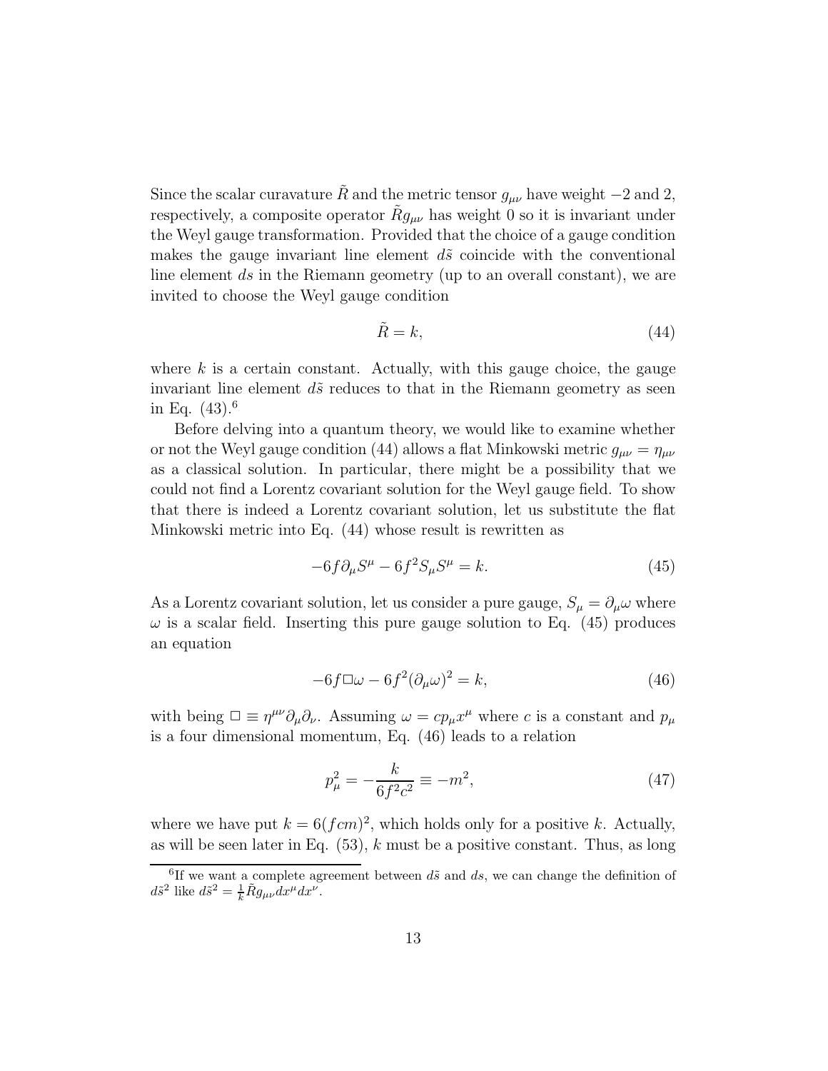Since the scalar curavature $\tilde{R}$ and the metric tensor $g_{\mu\nu}$ have weight $-2$ and 2, respectively, a composite operator $\tilde{R} g_{\mu\nu}$ has weight 0 so it is invariant under the Weyl gauge transformation. Provided that the choice of a gauge condition makes the gauge invariant line element $d\tilde{s}$ coincide with the conventional line element $ds$ in the Riemann geometry (up to an overall constant), we are invited to choose the Weyl gauge condition

$$\tilde{R} = k, \tag{44}$$

where $k$ is a certain constant. Actually, with this gauge choice, the gauge invariant line element $d\tilde{s}$ reduces to that in the Riemann geometry as seen in Eq. (43).[6]

Before delving into a quantum theory, we would like to examine whether or not the Weyl gauge condition (44) allows a flat Minkowski metric $g_{\mu\nu} = \eta_{\mu\nu}$ as a classical solution. In particular, there might be a possibility that we could not find a Lorentz covariant solution for the Weyl gauge field. To show that there is indeed a Lorentz covariant solution, let us substitute the flat Minkowski metric into Eq. (44) whose result is rewritten as

$$-6f \partial_\mu S^\mu - 6f^2 S_\mu S^\mu = k. \tag{45}$$

As a Lorentz covariant solution, let us consider a pure gauge, $S_\mu = \partial_\mu \omega$ where $\omega$ is a scalar field. Inserting this pure gauge solution to Eq. (45) produces an equation

$$-6f \Box \omega - 6f^2 (\partial_\mu \omega)^2 = k, \tag{46}$$

with being $\Box \equiv \eta^{\mu\nu} \partial_\mu \partial_\nu$. Assuming $\omega = c p_\mu x^\mu$ where $c$ is a constant and $p_\mu$ is a four dimensional momentum, Eq. (46) leads to a relation

$$p_\mu^2 = -\frac{k}{6f^2 c^2} \equiv -m^2, \tag{47}$$

where we have put $k = 6(fcm)^2$, which holds only for a positive $k$. Actually, as will be seen later in Eq. (53), $k$ must be a positive constant. Thus, as long

[6] If we want a complete agreement between $d\tilde{s}$ and $ds$, we can change the definition of $d\tilde{s}^2$ like $d\tilde{s}^2 = \frac{1}{k} \tilde{R} g_{\mu\nu} dx^\mu dx^\nu$.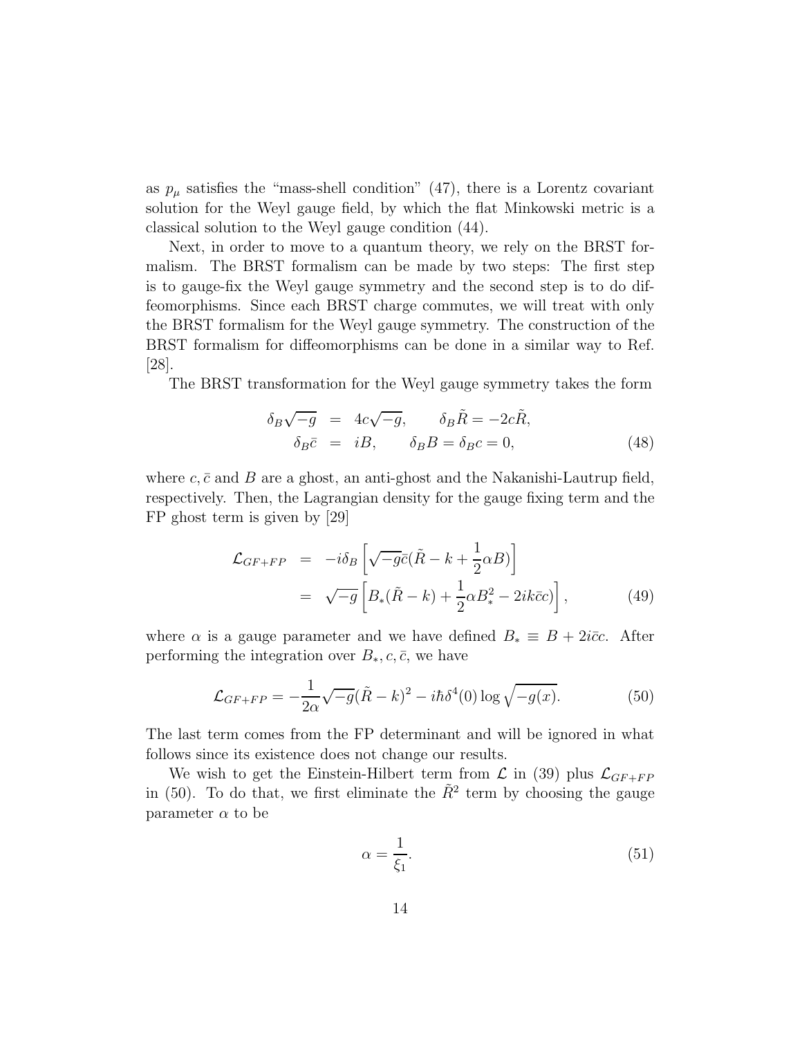as $p_\mu$ satisfies the "mass-shell condition" (47), there is a Lorentz covariant solution for the Weyl gauge field, by which the flat Minkowski metric is a classical solution to the Weyl gauge condition (44).

Next, in order to move to a quantum theory, we rely on the BRST formalism. The BRST formalism can be made by two steps: The first step is to gauge-fix the Weyl gauge symmetry and the second step is to do diffeomorphisms. Since each BRST charge commutes, we will treat with only the BRST formalism for the Weyl gauge symmetry. The construction of the BRST formalism for diffeomorphisms can be done in a similar way to Ref. [28].

The BRST transformation for the Weyl gauge symmetry takes the form

$$
\begin{aligned}
\delta_B \sqrt{-g} &= 4c\sqrt{-g}, \qquad \delta_B \tilde{R} = -2c\tilde{R}, \\
\delta_B \bar{c} &= iB, \qquad \delta_B B = \delta_B c = 0,
\end{aligned} \tag{48}
$$

where $c, \bar{c}$ and $B$ are a ghost, an anti-ghost and the Nakanishi-Lautrup field, respectively. Then, the Lagrangian density for the gauge fixing term and the FP ghost term is given by [29]

$$
\begin{aligned}
\mathcal{L}_{GF+FP} &= -i\delta_B \left[ \sqrt{-g}\bar{c}(\tilde{R} - k + \frac{1}{2}\alpha B) \right] \\
&= \sqrt{-g} \left[ B_*(\tilde{R} - k) + \frac{1}{2}\alpha B_*^2 - 2ik\bar{c}c) \right],
\end{aligned} \tag{49}
$$

where $\alpha$ is a gauge parameter and we have defined $B_* \equiv B + 2i\bar{c}c$. After performing the integration over $B_*, c, \bar{c}$, we have

$$
\mathcal{L}_{GF+FP} = -\frac{1}{2\alpha}\sqrt{-g}(\tilde{R} - k)^2 - i\hbar\delta^4(0)\log\sqrt{-g(x)}. \tag{50}
$$

The last term comes from the FP determinant and will be ignored in what follows since its existence does not change our results.

We wish to get the Einstein-Hilbert term from $\mathcal{L}$ in (39) plus $\mathcal{L}_{GF+FP}$ in (50). To do that, we first eliminate the $\tilde{R}^2$ term by choosing the gauge parameter $\alpha$ to be

$$
\alpha = \frac{1}{\xi_1}. \tag{51}
$$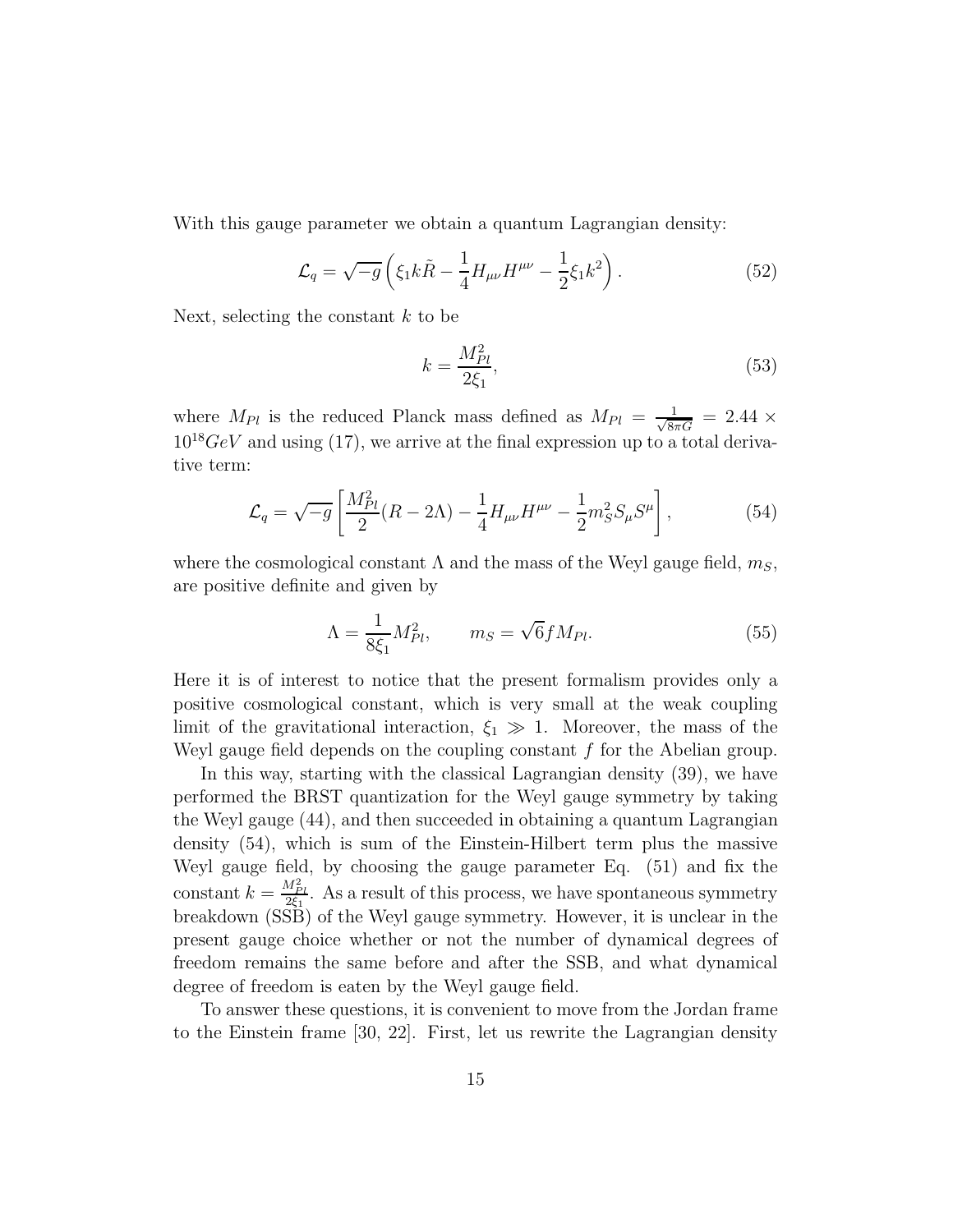With this gauge parameter we obtain a quantum Lagrangian density:

$$\mathcal{L}_q = \sqrt{-g} \left( \xi_1 k \tilde{R} - \frac{1}{4} H_{\mu\nu} H^{\mu\nu} - \frac{1}{2} \xi_1 k^2 \right). \tag{52}$$

Next, selecting the constant $k$ to be

$$k = \frac{M_{Pl}^2}{2\xi_1}, \tag{53}$$

where $M_{Pl}$ is the reduced Planck mass defined as $M_{Pl} = \frac{1}{\sqrt{8\pi G}} = 2.44 \times 10^{18} GeV$ and using (17), we arrive at the final expression up to a total derivative term:

$$\mathcal{L}_q = \sqrt{-g} \left[ \frac{M_{Pl}^2}{2} (R - 2\Lambda) - \frac{1}{4} H_{\mu\nu} H^{\mu\nu} - \frac{1}{2} m_S^2 S_\mu S^\mu \right], \tag{54}$$

where the cosmological constant $\Lambda$ and the mass of the Weyl gauge field, $m_S$, are positive definite and given by

$$\Lambda = \frac{1}{8\xi_1} M_{Pl}^2, \qquad m_S = \sqrt{6} f M_{Pl}. \tag{55}$$

Here it is of interest to notice that the present formalism provides only a positive cosmological constant, which is very small at the weak coupling limit of the gravitational interaction, $\xi_1 \gg 1$. Moreover, the mass of the Weyl gauge field depends on the coupling constant $f$ for the Abelian group.

In this way, starting with the classical Lagrangian density (39), we have performed the BRST quantization for the Weyl gauge symmetry by taking the Weyl gauge (44), and then succeeded in obtaining a quantum Lagrangian density (54), which is sum of the Einstein-Hilbert term plus the massive Weyl gauge field, by choosing the gauge parameter Eq. (51) and fix the constant $k = \frac{M_{Pl}^2}{2\xi_1}$. As a result of this process, we have spontaneous symmetry breakdown (SSB) of the Weyl gauge symmetry. However, it is unclear in the present gauge choice whether or not the number of dynamical degrees of freedom remains the same before and after the SSB, and what dynamical degree of freedom is eaten by the Weyl gauge field.

To answer these questions, it is convenient to move from the Jordan frame to the Einstein frame [30, 22]. First, let us rewrite the Lagrangian density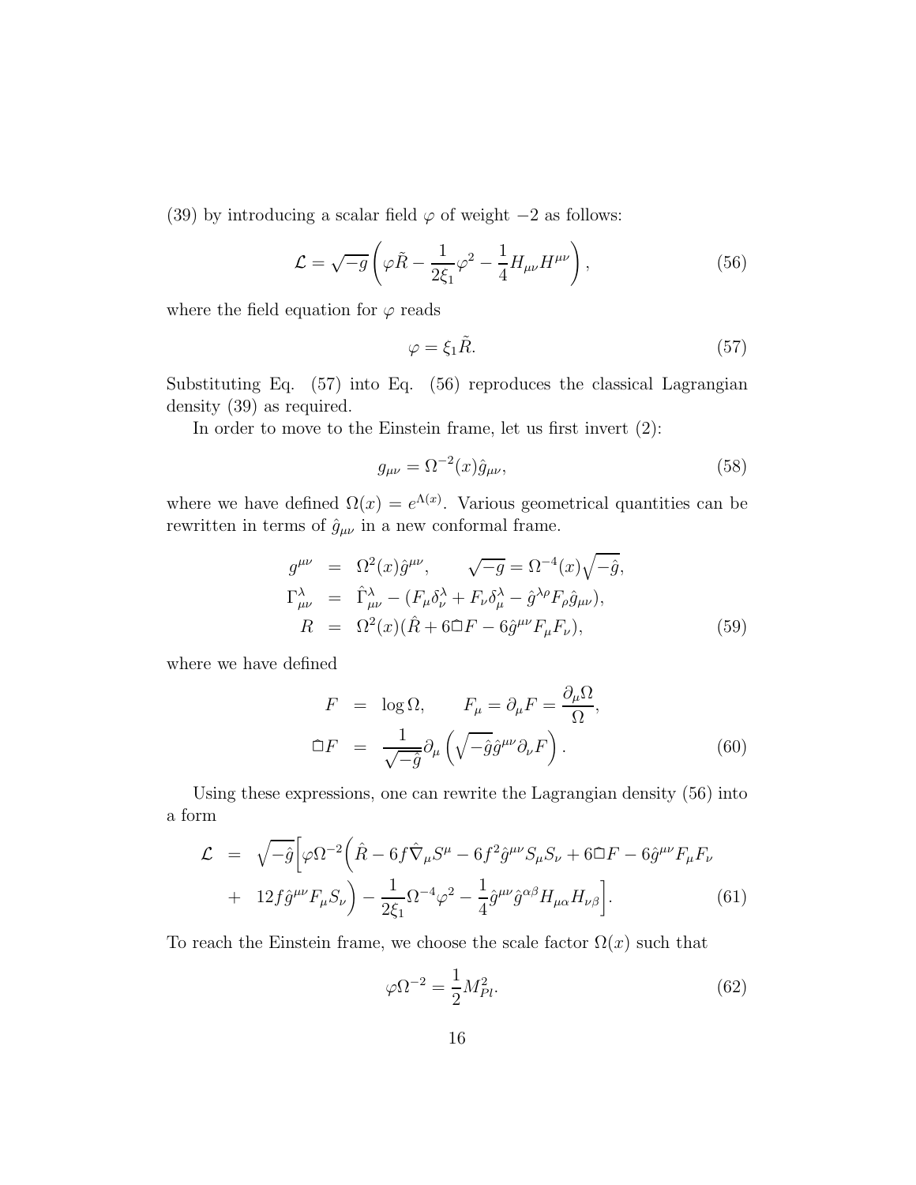(39) by introducing a scalar field $\varphi$ of weight $-2$ as follows:

$$\mathcal{L} = \sqrt{-g} \left( \varphi \tilde{R} - \frac{1}{2\xi_1} \varphi^2 - \frac{1}{4} H_{\mu\nu} H^{\mu\nu} \right), \tag{56}$$

where the field equation for $\varphi$ reads

$$\varphi = \xi_1 \tilde{R}. \tag{57}$$

Substituting Eq. (57) into Eq. (56) reproduces the classical Lagrangian density (39) as required.

In order to move to the Einstein frame, let us first invert (2):

$$g_{\mu\nu} = \Omega^{-2}(x) \hat{g}_{\mu\nu}, \tag{58}$$

where we have defined $\Omega(x) = e^{\Lambda(x)}$. Various geometrical quantities can be rewritten in terms of $\hat{g}_{\mu\nu}$ in a new conformal frame.

$$\begin{aligned} g^{\mu\nu} &= \Omega^2(x) \hat{g}^{\mu\nu}, \qquad \sqrt{-g} = \Omega^{-4}(x) \sqrt{-\hat{g}}, \\ \Gamma^\lambda_{\mu\nu} &= \hat{\Gamma}^\lambda_{\mu\nu} - (F_\mu \delta^\lambda_\nu + F_\nu \delta^\lambda_\mu - \hat{g}^{\lambda\rho} F_\rho \hat{g}_{\mu\nu}), \\ R &= \Omega^2(x) (\hat{R} + 6 \hat{\Box} F - 6 \hat{g}^{\mu\nu} F_\mu F_\nu), \end{aligned} \tag{59}$$

where we have defined

$$\begin{aligned} F &= \log \Omega, \qquad F_\mu = \partial_\mu F = \frac{\partial_\mu \Omega}{\Omega}, \\ \hat{\Box} F &= \frac{1}{\sqrt{-\hat{g}}} \partial_\mu \left( \sqrt{-\hat{g}} \hat{g}^{\mu\nu} \partial_\nu F \right). \end{aligned} \tag{60}$$

Using these expressions, one can rewrite the Lagrangian density (56) into a form

$$\begin{aligned} \mathcal{L} &= \sqrt{-\hat{g}} \Big[ \varphi \Omega^{-2} \Big( \hat{R} - 6 f \hat{\nabla}_\mu S^\mu - 6 f^2 \hat{g}^{\mu\nu} S_\mu S_\nu + 6 \hat{\Box} F - 6 \hat{g}^{\mu\nu} F_\mu F_\nu \\ &+ 12 f \hat{g}^{\mu\nu} F_\mu S_\nu \Big) - \frac{1}{2\xi_1} \Omega^{-4} \varphi^2 - \frac{1}{4} \hat{g}^{\mu\nu} \hat{g}^{\alpha\beta} H_{\mu\alpha} H_{\nu\beta} \Big]. \end{aligned} \tag{61}$$

To reach the Einstein frame, we choose the scale factor $\Omega(x)$ such that

$$\varphi \Omega^{-2} = \frac{1}{2} M_{Pl}^2. \tag{62}$$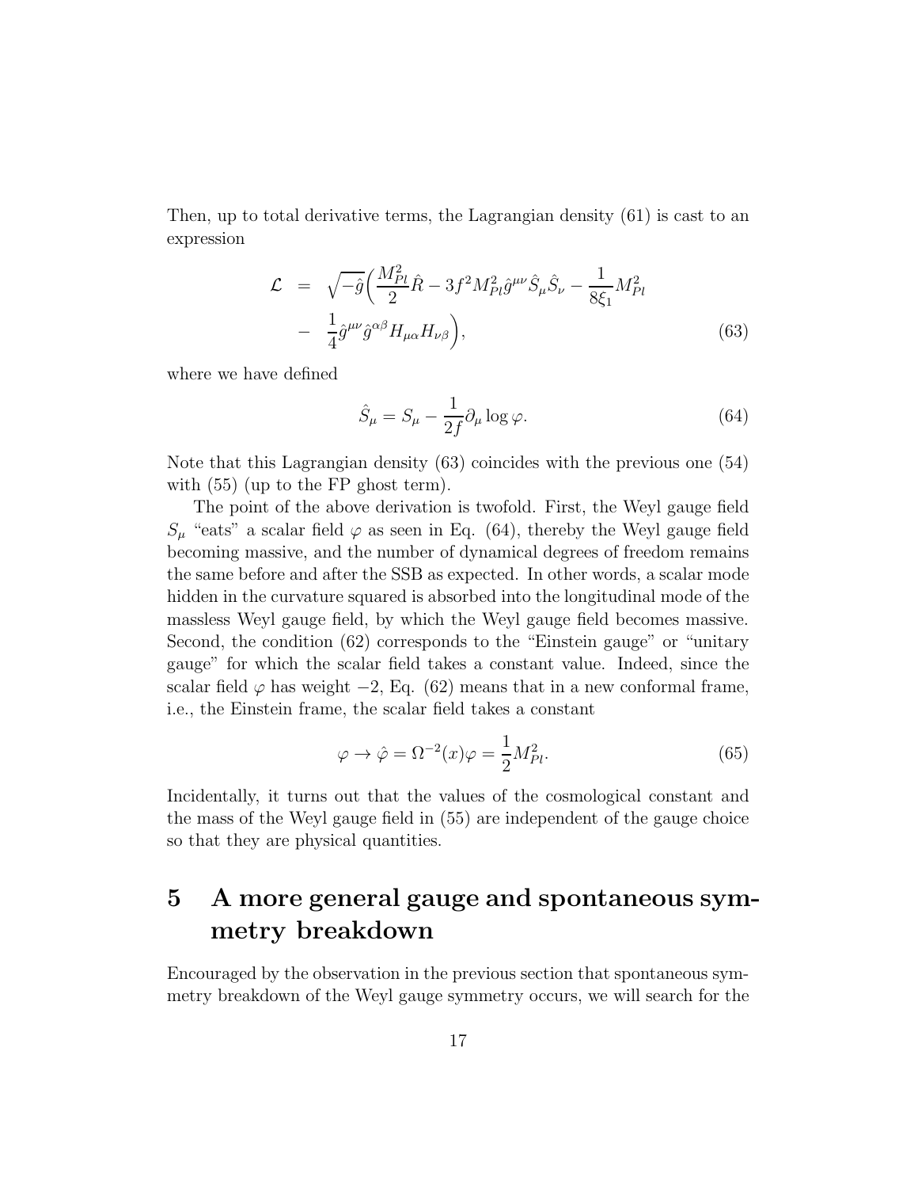Then, up to total derivative terms, the Lagrangian density (61) is cast to an expression

$$
\begin{aligned}
\mathcal{L} &= \sqrt{-\hat{g}}\Big(\frac{M_{Pl}^2}{2}\hat{R} - 3f^2 M_{Pl}^2 \hat{g}^{\mu\nu}\hat{S}_\mu \hat{S}_\nu - \frac{1}{8\xi_1}M_{Pl}^2 \\
&- \frac{1}{4}\hat{g}^{\mu\nu}\hat{g}^{\alpha\beta}H_{\mu\alpha}H_{\nu\beta}\Big),
\end{aligned}
\tag{63}
$$

where we have defined

$$
\hat{S}_\mu = S_\mu - \frac{1}{2f}\partial_\mu \log\varphi. \tag{64}
$$

Note that this Lagrangian density (63) coincides with the previous one (54) with (55) (up to the FP ghost term).

The point of the above derivation is twofold. First, the Weyl gauge field $S_\mu$ "eats" a scalar field $\varphi$ as seen in Eq. (64), thereby the Weyl gauge field becoming massive, and the number of dynamical degrees of freedom remains the same before and after the SSB as expected. In other words, a scalar mode hidden in the curvature squared is absorbed into the longitudinal mode of the massless Weyl gauge field, by which the Weyl gauge field becomes massive. Second, the condition (62) corresponds to the "Einstein gauge" or "unitary gauge" for which the scalar field takes a constant value. Indeed, since the scalar field $\varphi$ has weight $-2$, Eq. (62) means that in a new conformal frame, i.e., the Einstein frame, the scalar field takes a constant

$$
\varphi \to \hat{\varphi} = \Omega^{-2}(x)\varphi = \frac{1}{2}M_{Pl}^2. \tag{65}
$$

Incidentally, it turns out that the values of the cosmological constant and the mass of the Weyl gauge field in (55) are independent of the gauge choice so that they are physical quantities.

# 5 A more general gauge and spontaneous symmetry breakdown

Encouraged by the observation in the previous section that spontaneous symmetry breakdown of the Weyl gauge symmetry occurs, we will search for the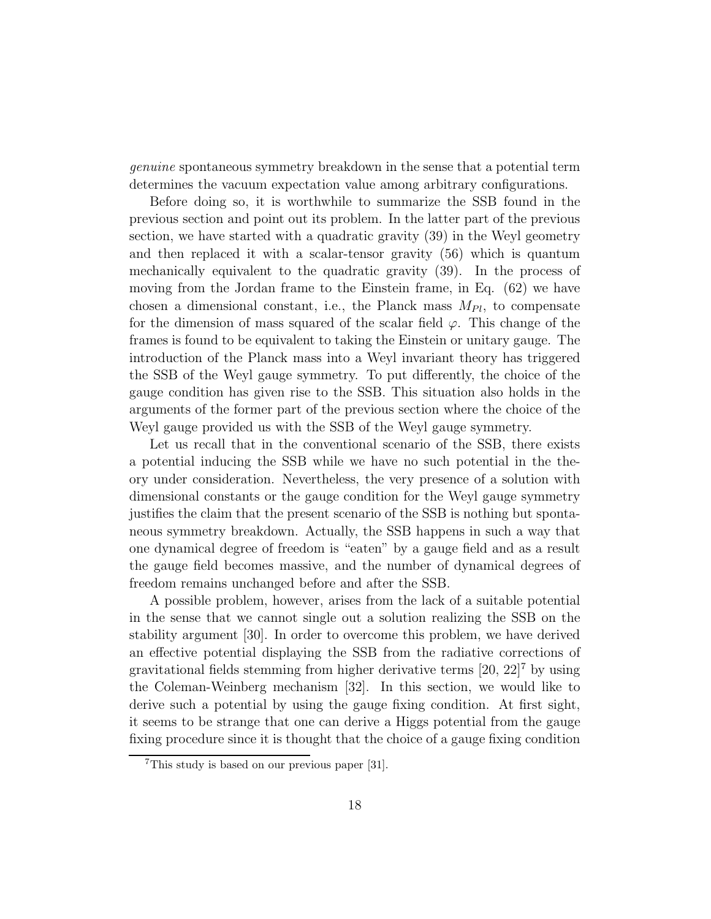*genuine* spontaneous symmetry breakdown in the sense that a potential term determines the vacuum expectation value among arbitrary configurations.

Before doing so, it is worthwhile to summarize the SSB found in the previous section and point out its problem. In the latter part of the previous section, we have started with a quadratic gravity (39) in the Weyl geometry and then replaced it with a scalar-tensor gravity (56) which is quantum mechanically equivalent to the quadratic gravity (39). In the process of moving from the Jordan frame to the Einstein frame, in Eq. (62) we have chosen a dimensional constant, i.e., the Planck mass $M_{Pl}$, to compensate for the dimension of mass squared of the scalar field $\varphi$. This change of the frames is found to be equivalent to taking the Einstein or unitary gauge. The introduction of the Planck mass into a Weyl invariant theory has triggered the SSB of the Weyl gauge symmetry. To put differently, the choice of the gauge condition has given rise to the SSB. This situation also holds in the arguments of the former part of the previous section where the choice of the Weyl gauge provided us with the SSB of the Weyl gauge symmetry.

Let us recall that in the conventional scenario of the SSB, there exists a potential inducing the SSB while we have no such potential in the theory under consideration. Nevertheless, the very presence of a solution with dimensional constants or the gauge condition for the Weyl gauge symmetry justifies the claim that the present scenario of the SSB is nothing but spontaneous symmetry breakdown. Actually, the SSB happens in such a way that one dynamical degree of freedom is "eaten" by a gauge field and as a result the gauge field becomes massive, and the number of dynamical degrees of freedom remains unchanged before and after the SSB.

A possible problem, however, arises from the lack of a suitable potential in the sense that we cannot single out a solution realizing the SSB on the stability argument [30]. In order to overcome this problem, we have derived an effective potential displaying the SSB from the radiative corrections of gravitational fields stemming from higher derivative terms [20, 22][7] by using the Coleman-Weinberg mechanism [32]. In this section, we would like to derive such a potential by using the gauge fixing condition. At first sight, it seems to be strange that one can derive a Higgs potential from the gauge fixing procedure since it is thought that the choice of a gauge fixing condition

[7] This study is based on our previous paper [31].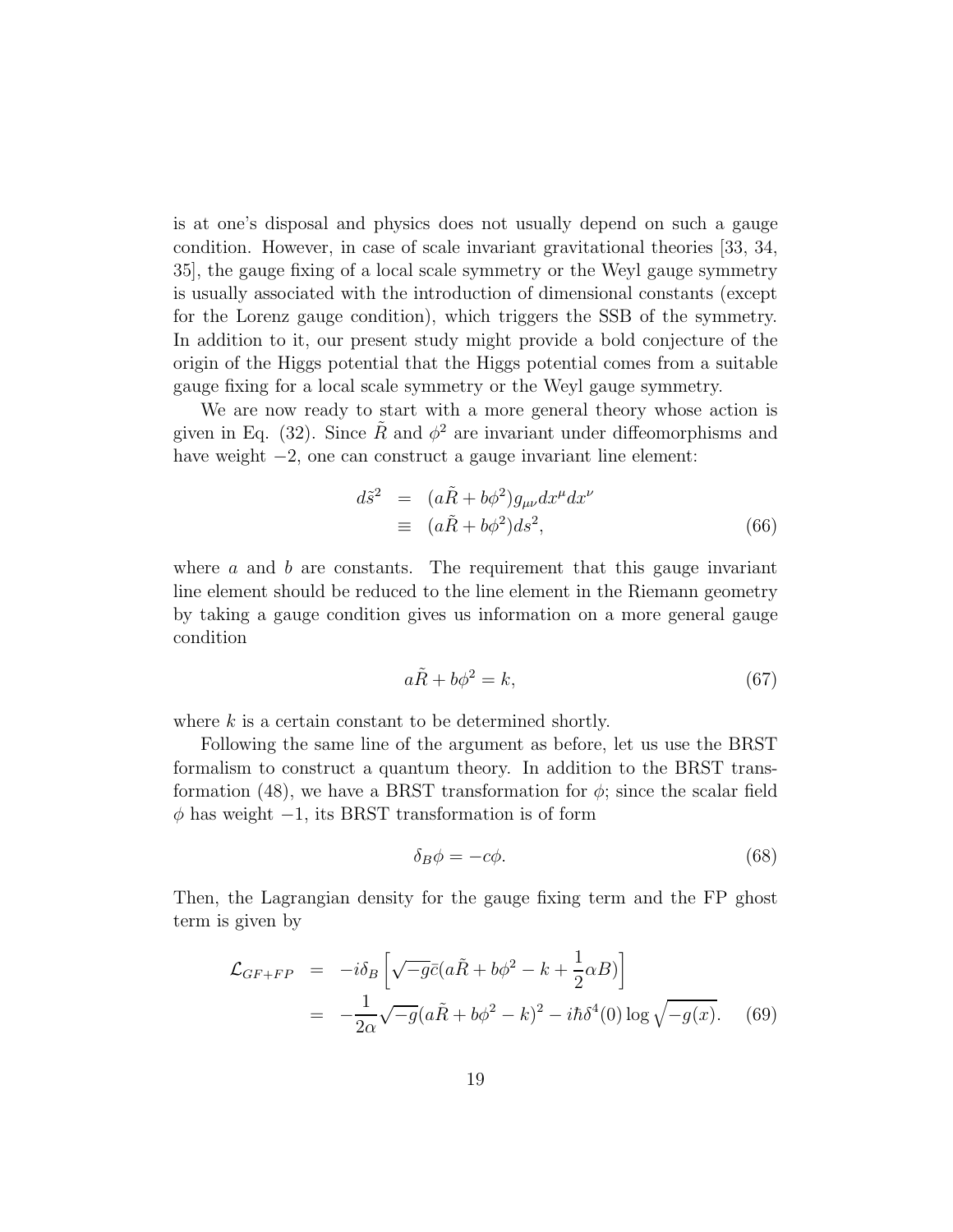is at one's disposal and physics does not usually depend on such a gauge condition. However, in case of scale invariant gravitational theories [33, 34, 35], the gauge fixing of a local scale symmetry or the Weyl gauge symmetry is usually associated with the introduction of dimensional constants (except for the Lorenz gauge condition), which triggers the SSB of the symmetry. In addition to it, our present study might provide a bold conjecture of the origin of the Higgs potential that the Higgs potential comes from a suitable gauge fixing for a local scale symmetry or the Weyl gauge symmetry.

We are now ready to start with a more general theory whose action is given in Eq. (32). Since $\tilde{R}$ and $\phi^2$ are invariant under diffeomorphisms and have weight $-2$, one can construct a gauge invariant line element:

$$
\begin{aligned}
d\tilde{s}^2 &= (a\tilde{R} + b\phi^2) g_{\mu\nu} dx^\mu dx^\nu \\
&\equiv (a\tilde{R} + b\phi^2) ds^2,
\end{aligned}
\tag{66}
$$

where $a$ and $b$ are constants. The requirement that this gauge invariant line element should be reduced to the line element in the Riemann geometry by taking a gauge condition gives us information on a more general gauge condition

$$
a\tilde{R} + b\phi^2 = k,
\tag{67}
$$

where $k$ is a certain constant to be determined shortly.

Following the same line of the argument as before, let us use the BRST formalism to construct a quantum theory. In addition to the BRST transformation (48), we have a BRST transformation for $\phi$; since the scalar field $\phi$ has weight $-1$, its BRST transformation is of form

$$
\delta_B \phi = -c\phi.
\tag{68}
$$

Then, the Lagrangian density for the gauge fixing term and the FP ghost term is given by

$$
\begin{aligned}
\mathcal{L}_{GF+FP} &= -i\delta_B \left[ \sqrt{-g}\bar{c}(a\tilde{R} + b\phi^2 - k + \frac{1}{2}\alpha B) \right] \\
&= -\frac{1}{2\alpha}\sqrt{-g}(a\tilde{R} + b\phi^2 - k)^2 - i\hbar\delta^4(0)\log\sqrt{-g(x)}.
\end{aligned}
\tag{69}
$$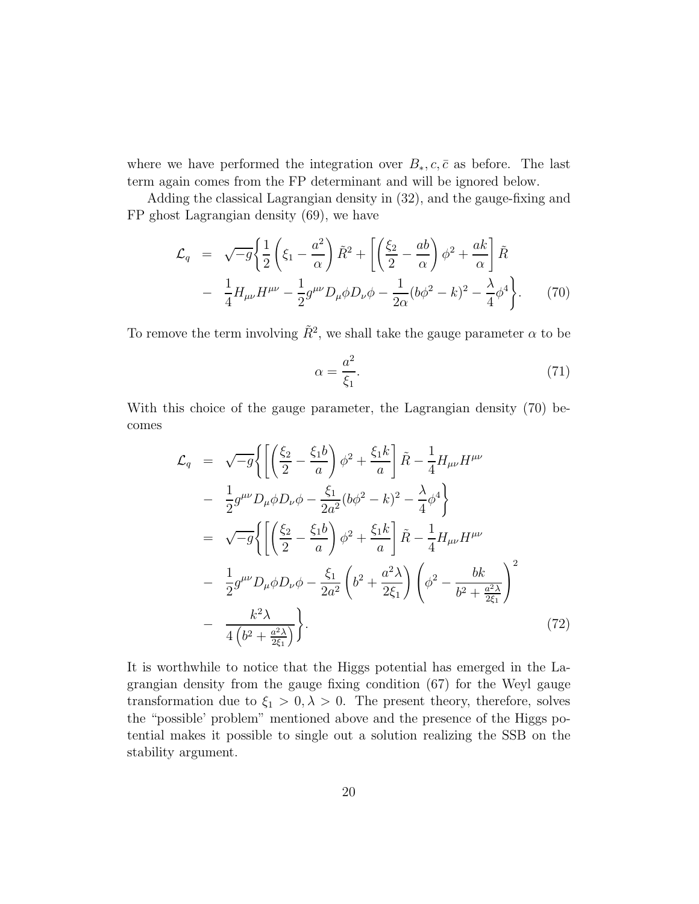where we have performed the integration over $B_*, c, \bar{c}$ as before. The last term again comes from the FP determinant and will be ignored below.

Adding the classical Lagrangian density in (32), and the gauge-fixing and FP ghost Lagrangian density (69), we have

$$
\begin{aligned}
\mathcal{L}_q &= \sqrt{-g}\Bigg\{\frac{1}{2}\left(\xi_1 - \frac{a^2}{\alpha}\right)\tilde{R}^2 + \left[\left(\frac{\xi_2}{2} - \frac{ab}{\alpha}\right)\phi^2 + \frac{ak}{\alpha}\right]\tilde{R} \\
&- \frac{1}{4}H_{\mu\nu}H^{\mu\nu} - \frac{1}{2}g^{\mu\nu}D_\mu\phi D_\nu\phi - \frac{1}{2\alpha}(b\phi^2 - k)^2 - \frac{\lambda}{4}\phi^4\Bigg\}. \qquad (70)
\end{aligned}
$$

To remove the term involving $\tilde{R}^2$, we shall take the gauge parameter $\alpha$ to be

$$
\alpha = \frac{a^2}{\xi_1}. \qquad (71)
$$

With this choice of the gauge parameter, the Lagrangian density (70) becomes

$$
\begin{aligned}
\mathcal{L}_q &= \sqrt{-g}\Bigg\{\left[\left(\frac{\xi_2}{2} - \frac{\xi_1 b}{a}\right)\phi^2 + \frac{\xi_1 k}{a}\right]\tilde{R} - \frac{1}{4}H_{\mu\nu}H^{\mu\nu} \\
&- \frac{1}{2}g^{\mu\nu}D_\mu\phi D_\nu\phi - \frac{\xi_1}{2a^2}(b\phi^2 - k)^2 - \frac{\lambda}{4}\phi^4\Bigg\} \\
&= \sqrt{-g}\Bigg\{\left[\left(\frac{\xi_2}{2} - \frac{\xi_1 b}{a}\right)\phi^2 + \frac{\xi_1 k}{a}\right]\tilde{R} - \frac{1}{4}H_{\mu\nu}H^{\mu\nu} \\
&- \frac{1}{2}g^{\mu\nu}D_\mu\phi D_\nu\phi - \frac{\xi_1}{2a^2}\left(b^2 + \frac{a^2\lambda}{2\xi_1}\right)\left(\phi^2 - \frac{bk}{b^2 + \frac{a^2\lambda}{2\xi_1}}\right)^2 \\
&- \frac{k^2\lambda}{4\left(b^2 + \frac{a^2\lambda}{2\xi_1}\right)}\Bigg\}. \qquad (72)
\end{aligned}
$$

It is worthwhile to notice that the Higgs potential has emerged in the Lagrangian density from the gauge fixing condition (67) for the Weyl gauge transformation due to $\xi_1 > 0, \lambda > 0$. The present theory, therefore, solves the "possible' problem" mentioned above and the presence of the Higgs potential makes it possible to single out a solution realizing the SSB on the stability argument.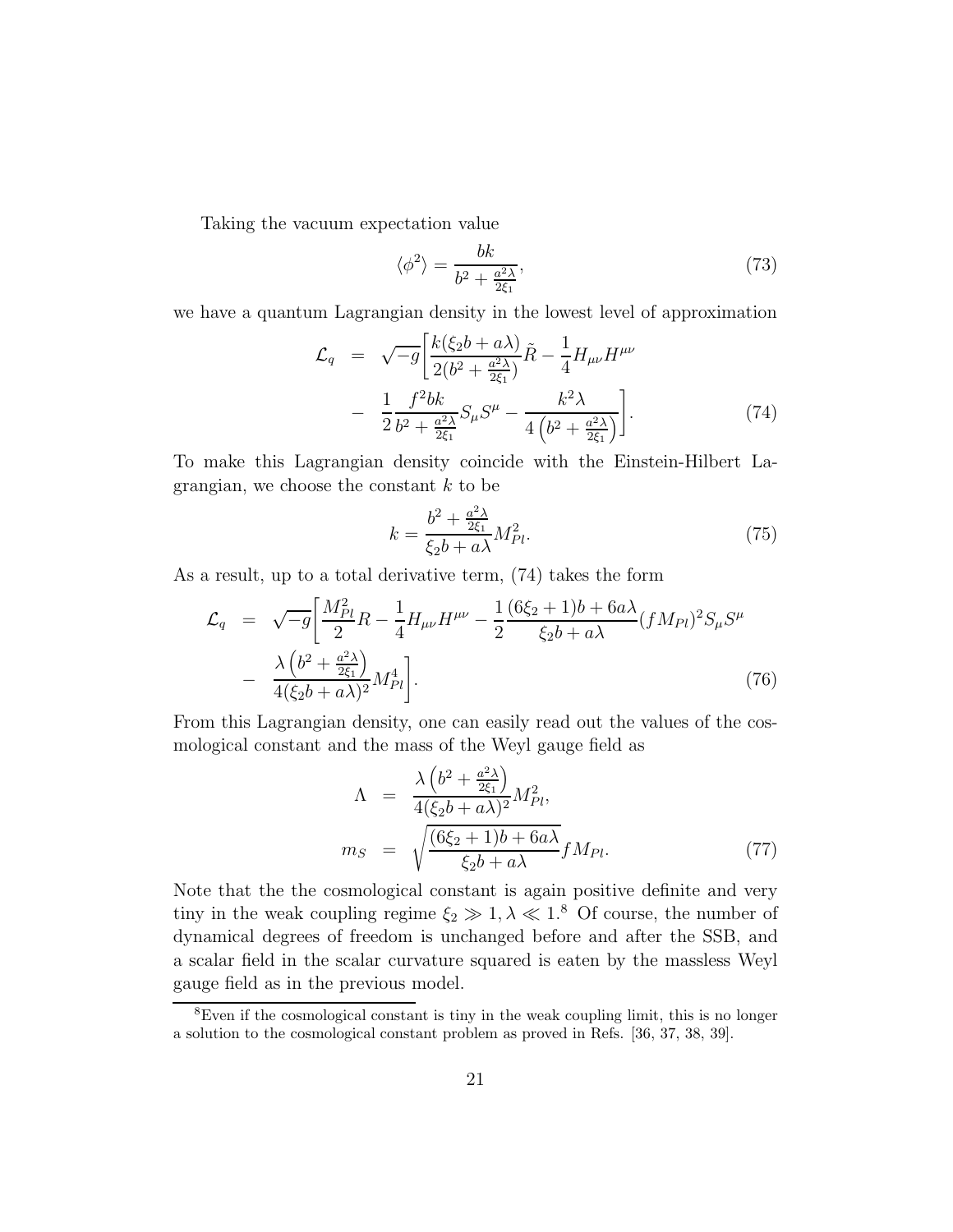Taking the vacuum expectation value

$$
\langle \phi^2 \rangle = \frac{bk}{b^2 + \frac{a^2 \lambda}{2\xi_1}}, \tag{73}
$$

we have a quantum Lagrangian density in the lowest level of approximation

$$
\begin{aligned}
\mathcal{L}_q &= \sqrt{-g}\Bigg[ \frac{k(\xi_2 b + a\lambda)}{2(b^2 + \frac{a^2\lambda}{2\xi_1})} \tilde{R} - \frac{1}{4} H_{\mu\nu} H^{\mu\nu} \\
&- \frac{1}{2} \frac{f^2 bk}{b^2 + \frac{a^2\lambda}{2\xi_1}} S_\mu S^\mu - \frac{k^2 \lambda}{4\left(b^2 + \frac{a^2\lambda}{2\xi_1}\right)} \Bigg].
\end{aligned} \tag{74}
$$

To make this Lagrangian density coincide with the Einstein-Hilbert Lagrangian, we choose the constant $k$ to be

$$
k = \frac{b^2 + \frac{a^2\lambda}{2\xi_1}}{\xi_2 b + a\lambda} M_{Pl}^2. \tag{75}
$$

As a result, up to a total derivative term, (74) takes the form

$$
\begin{aligned}
\mathcal{L}_q &= \sqrt{-g}\Bigg[ \frac{M_{Pl}^2}{2} R - \frac{1}{4} H_{\mu\nu} H^{\mu\nu} - \frac{1}{2} \frac{(6\xi_2 + 1)b + 6a\lambda}{\xi_2 b + a\lambda} (f M_{Pl})^2 S_\mu S^\mu \\
&- \frac{\lambda\left(b^2 + \frac{a^2\lambda}{2\xi_1}\right)}{4(\xi_2 b + a\lambda)^2} M_{Pl}^4 \Bigg].
\end{aligned} \tag{76}
$$

From this Lagrangian density, one can easily read out the values of the cosmological constant and the mass of the Weyl gauge field as

$$
\begin{aligned}
\Lambda &= \frac{\lambda\left(b^2 + \frac{a^2\lambda}{2\xi_1}\right)}{4(\xi_2 b + a\lambda)^2} M_{Pl}^2, \\
m_S &= \sqrt{\frac{(6\xi_2 + 1)b + 6a\lambda}{\xi_2 b + a\lambda}} f M_{Pl}.
\end{aligned} \tag{77}
$$

Note that the the cosmological constant is again positive definite and very tiny in the weak coupling regime $\xi_2 \gg 1, \lambda \ll 1$.[8] Of course, the number of dynamical degrees of freedom is unchanged before and after the SSB, and a scalar field in the scalar curvature squared is eaten by the massless Weyl gauge field as in the previous model.

[8] Even if the cosmological constant is tiny in the weak coupling limit, this is no longer a solution to the cosmological constant problem as proved in Refs. [36, 37, 38, 39].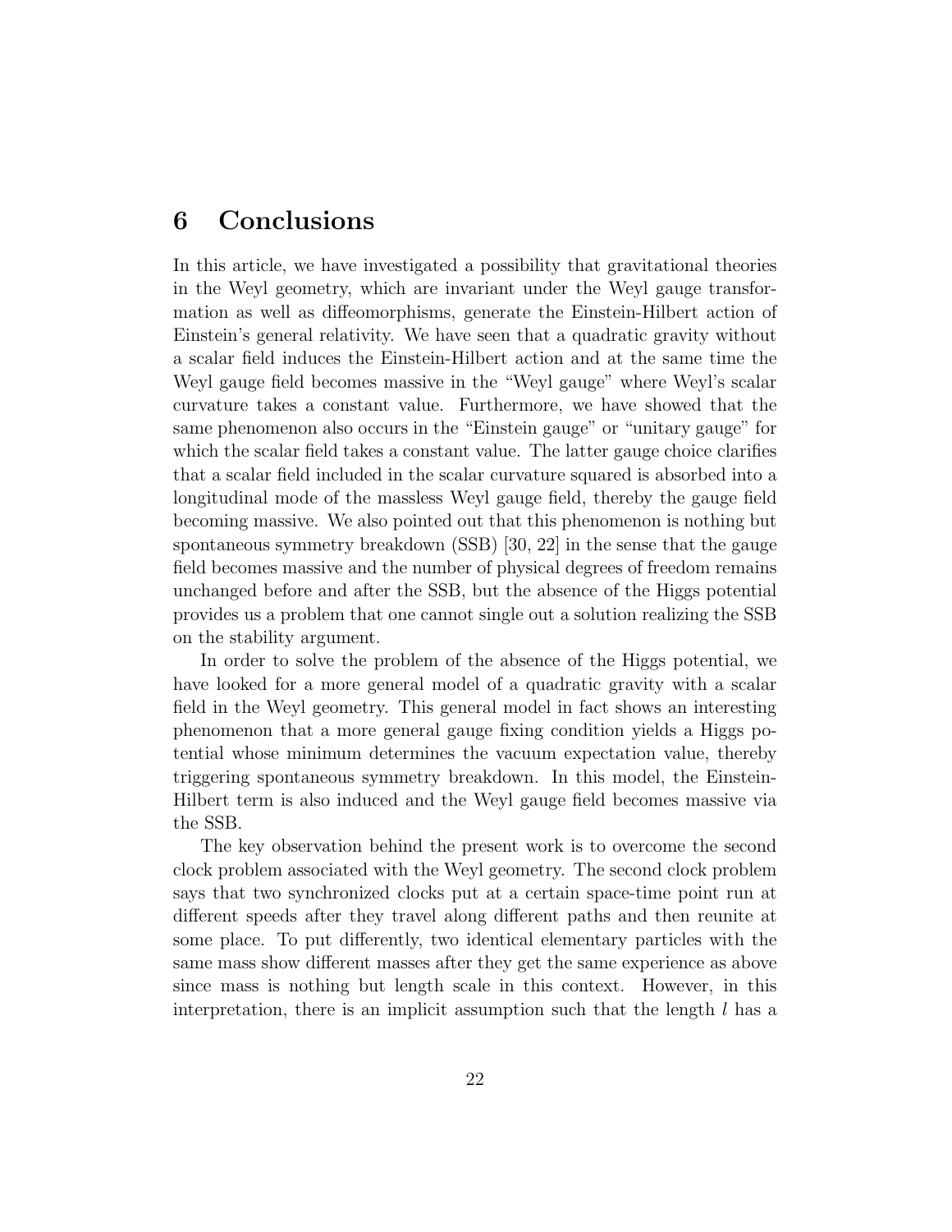## 6 Conclusions

In this article, we have investigated a possibility that gravitational theories in the Weyl geometry, which are invariant under the Weyl gauge transformation as well as diffeomorphisms, generate the Einstein-Hilbert action of Einstein's general relativity. We have seen that a quadratic gravity without a scalar field induces the Einstein-Hilbert action and at the same time the Weyl gauge field becomes massive in the "Weyl gauge" where Weyl's scalar curvature takes a constant value. Furthermore, we have showed that the same phenomenon also occurs in the "Einstein gauge" or "unitary gauge" for which the scalar field takes a constant value. The latter gauge choice clarifies that a scalar field included in the scalar curvature squared is absorbed into a longitudinal mode of the massless Weyl gauge field, thereby the gauge field becoming massive. We also pointed out that this phenomenon is nothing but spontaneous symmetry breakdown (SSB) [30, 22] in the sense that the gauge field becomes massive and the number of physical degrees of freedom remains unchanged before and after the SSB, but the absence of the Higgs potential provides us a problem that one cannot single out a solution realizing the SSB on the stability argument.

In order to solve the problem of the absence of the Higgs potential, we have looked for a more general model of a quadratic gravity with a scalar field in the Weyl geometry. This general model in fact shows an interesting phenomenon that a more general gauge fixing condition yields a Higgs potential whose minimum determines the vacuum expectation value, thereby triggering spontaneous symmetry breakdown. In this model, the Einstein-Hilbert term is also induced and the Weyl gauge field becomes massive via the SSB.

The key observation behind the present work is to overcome the second clock problem associated with the Weyl geometry. The second clock problem says that two synchronized clocks put at a certain space-time point run at different speeds after they travel along different paths and then reunite at some place. To put differently, two identical elementary particles with the same mass show different masses after they get the same experience as above since mass is nothing but length scale in this context. However, in this interpretation, there is an implicit assumption such that the length $l$ has a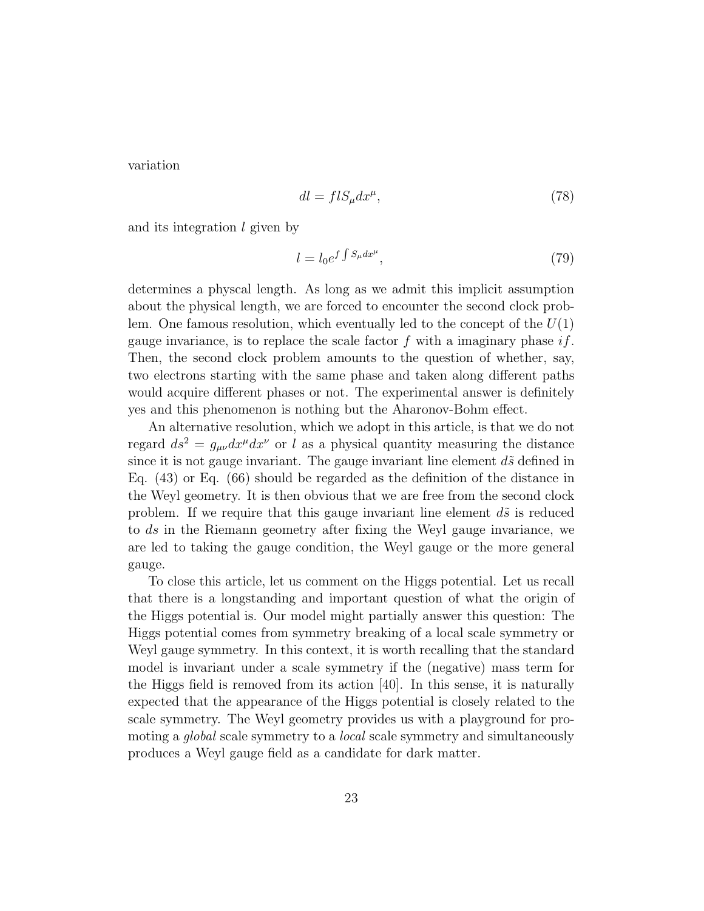variation

$$dl = f l S_\mu dx^\mu, \tag{78}$$

and its integration $l$ given by

$$l = l_0 e^{f \int S_\mu dx^\mu}, \tag{79}$$

determines a physcal length. As long as we admit this implicit assumption about the physical length, we are forced to encounter the second clock problem. One famous resolution, which eventually led to the concept of the $U(1)$ gauge invariance, is to replace the scale factor $f$ with a imaginary phase $if$. Then, the second clock problem amounts to the question of whether, say, two electrons starting with the same phase and taken along different paths would acquire different phases or not. The experimental answer is definitely yes and this phenomenon is nothing but the Aharonov-Bohm effect.

An alternative resolution, which we adopt in this article, is that we do not regard $ds^2 = g_{\mu\nu} dx^\mu dx^\nu$ or $l$ as a physical quantity measuring the distance since it is not gauge invariant. The gauge invariant line element $d\tilde{s}$ defined in Eq. (43) or Eq. (66) should be regarded as the definition of the distance in the Weyl geometry. It is then obvious that we are free from the second clock problem. If we require that this gauge invariant line element $d\tilde{s}$ is reduced to $ds$ in the Riemann geometry after fixing the Weyl gauge invariance, we are led to taking the gauge condition, the Weyl gauge or the more general gauge.

To close this article, let us comment on the Higgs potential. Let us recall that there is a longstanding and important question of what the origin of the Higgs potential is. Our model might partially answer this question: The Higgs potential comes from symmetry breaking of a local scale symmetry or Weyl gauge symmetry. In this context, it is worth recalling that the standard model is invariant under a scale symmetry if the (negative) mass term for the Higgs field is removed from its action [40]. In this sense, it is naturally expected that the appearance of the Higgs potential is closely related to the scale symmetry. The Weyl geometry provides us with a playground for promoting a *global* scale symmetry to a *local* scale symmetry and simultaneously produces a Weyl gauge field as a candidate for dark matter.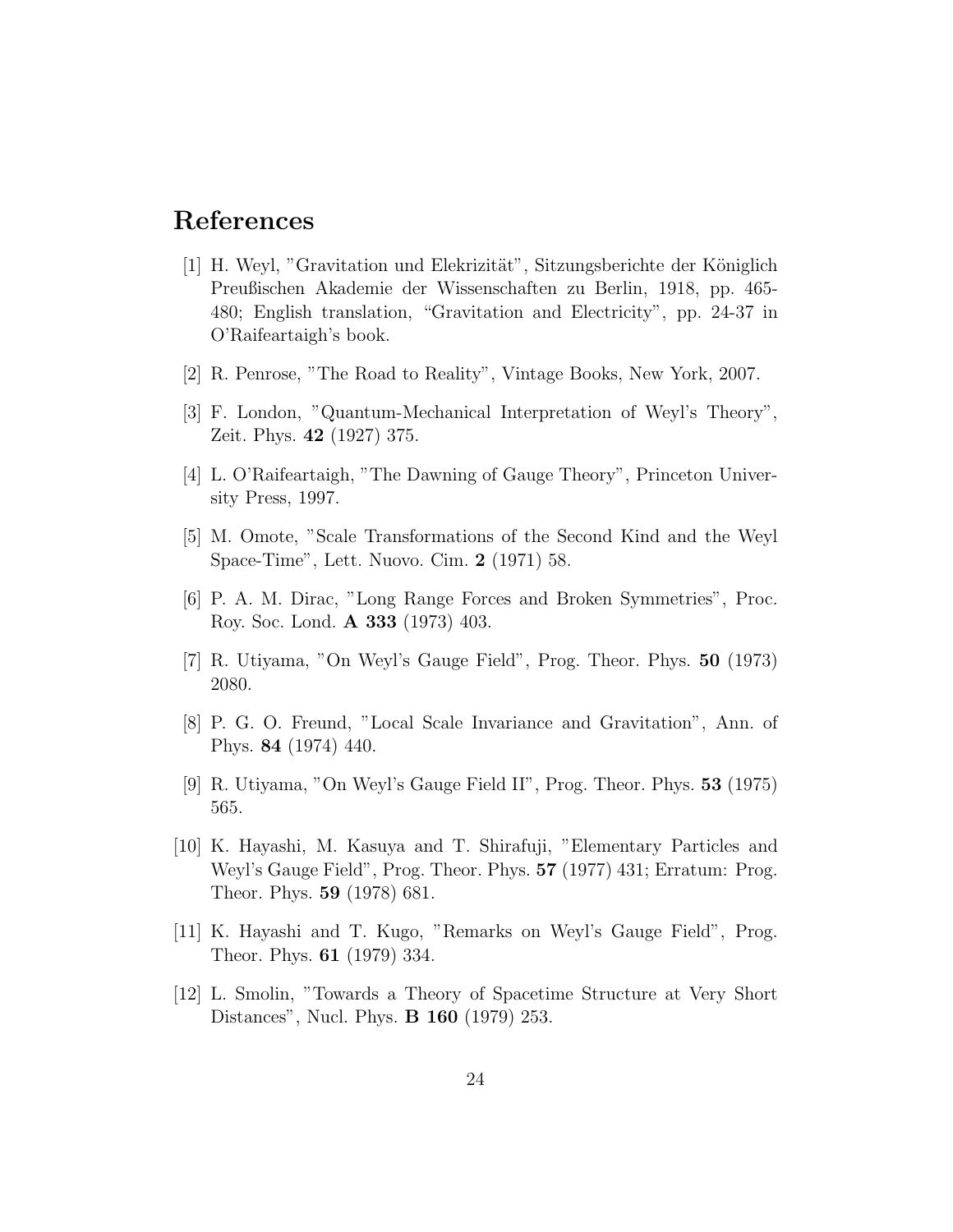## References

[1] H. Weyl, "Gravitation und Elekrizität", Sitzungsberichte der Königlich Preußischen Akademie der Wissenschaften zu Berlin, 1918, pp. 465-480; English translation, "Gravitation and Electricity", pp. 24-37 in O'Raifeartaigh's book.

[2] R. Penrose, "The Road to Reality", Vintage Books, New York, 2007.

[3] F. London, "Quantum-Mechanical Interpretation of Weyl's Theory", Zeit. Phys. **42** (1927) 375.

[4] L. O'Raifeartaigh, "The Dawning of Gauge Theory", Princeton University Press, 1997.

[5] M. Omote, "Scale Transformations of the Second Kind and the Weyl Space-Time", Lett. Nuovo. Cim. **2** (1971) 58.

[6] P. A. M. Dirac, "Long Range Forces and Broken Symmetries", Proc. Roy. Soc. Lond. **A 333** (1973) 403.

[7] R. Utiyama, "On Weyl's Gauge Field", Prog. Theor. Phys. **50** (1973) 2080.

[8] P. G. O. Freund, "Local Scale Invariance and Gravitation", Ann. of Phys. **84** (1974) 440.

[9] R. Utiyama, "On Weyl's Gauge Field II", Prog. Theor. Phys. **53** (1975) 565.

[10] K. Hayashi, M. Kasuya and T. Shirafuji, "Elementary Particles and Weyl's Gauge Field", Prog. Theor. Phys. **57** (1977) 431; Erratum: Prog. Theor. Phys. **59** (1978) 681.

[11] K. Hayashi and T. Kugo, "Remarks on Weyl's Gauge Field", Prog. Theor. Phys. **61** (1979) 334.

[12] L. Smolin, "Towards a Theory of Spacetime Structure at Very Short Distances", Nucl. Phys. **B 160** (1979) 253.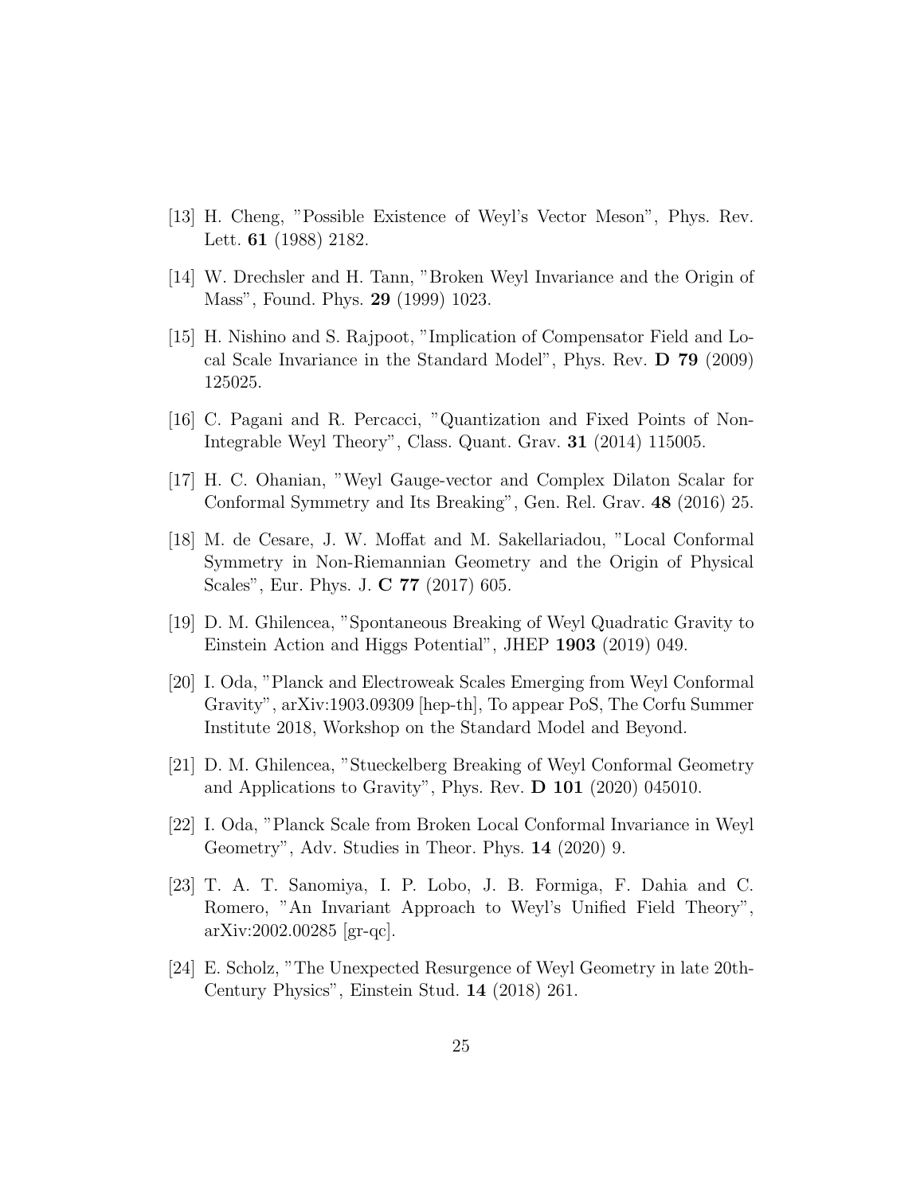[13] H. Cheng, "Possible Existence of Weyl's Vector Meson", Phys. Rev. Lett. **61** (1988) 2182.

[14] W. Drechsler and H. Tann, "Broken Weyl Invariance and the Origin of Mass", Found. Phys. **29** (1999) 1023.

[15] H. Nishino and S. Rajpoot, "Implication of Compensator Field and Local Scale Invariance in the Standard Model", Phys. Rev. **D 79** (2009) 125025.

[16] C. Pagani and R. Percacci, "Quantization and Fixed Points of Non-Integrable Weyl Theory", Class. Quant. Grav. **31** (2014) 115005.

[17] H. C. Ohanian, "Weyl Gauge-vector and Complex Dilaton Scalar for Conformal Symmetry and Its Breaking", Gen. Rel. Grav. **48** (2016) 25.

[18] M. de Cesare, J. W. Moffat and M. Sakellariadou, "Local Conformal Symmetry in Non-Riemannian Geometry and the Origin of Physical Scales", Eur. Phys. J. **C 77** (2017) 605.

[19] D. M. Ghilencea, "Spontaneous Breaking of Weyl Quadratic Gravity to Einstein Action and Higgs Potential", JHEP **1903** (2019) 049.

[20] I. Oda, "Planck and Electroweak Scales Emerging from Weyl Conformal Gravity", arXiv:1903.09309 [hep-th], To appear PoS, The Corfu Summer Institute 2018, Workshop on the Standard Model and Beyond.

[21] D. M. Ghilencea, "Stueckelberg Breaking of Weyl Conformal Geometry and Applications to Gravity", Phys. Rev. **D 101** (2020) 045010.

[22] I. Oda, "Planck Scale from Broken Local Conformal Invariance in Weyl Geometry", Adv. Studies in Theor. Phys. **14** (2020) 9.

[23] T. A. T. Sanomiya, I. P. Lobo, J. B. Formiga, F. Dahia and C. Romero, "An Invariant Approach to Weyl's Unified Field Theory", arXiv:2002.00285 [gr-qc].

[24] E. Scholz, "The Unexpected Resurgence of Weyl Geometry in late 20th-Century Physics", Einstein Stud. **14** (2018) 261.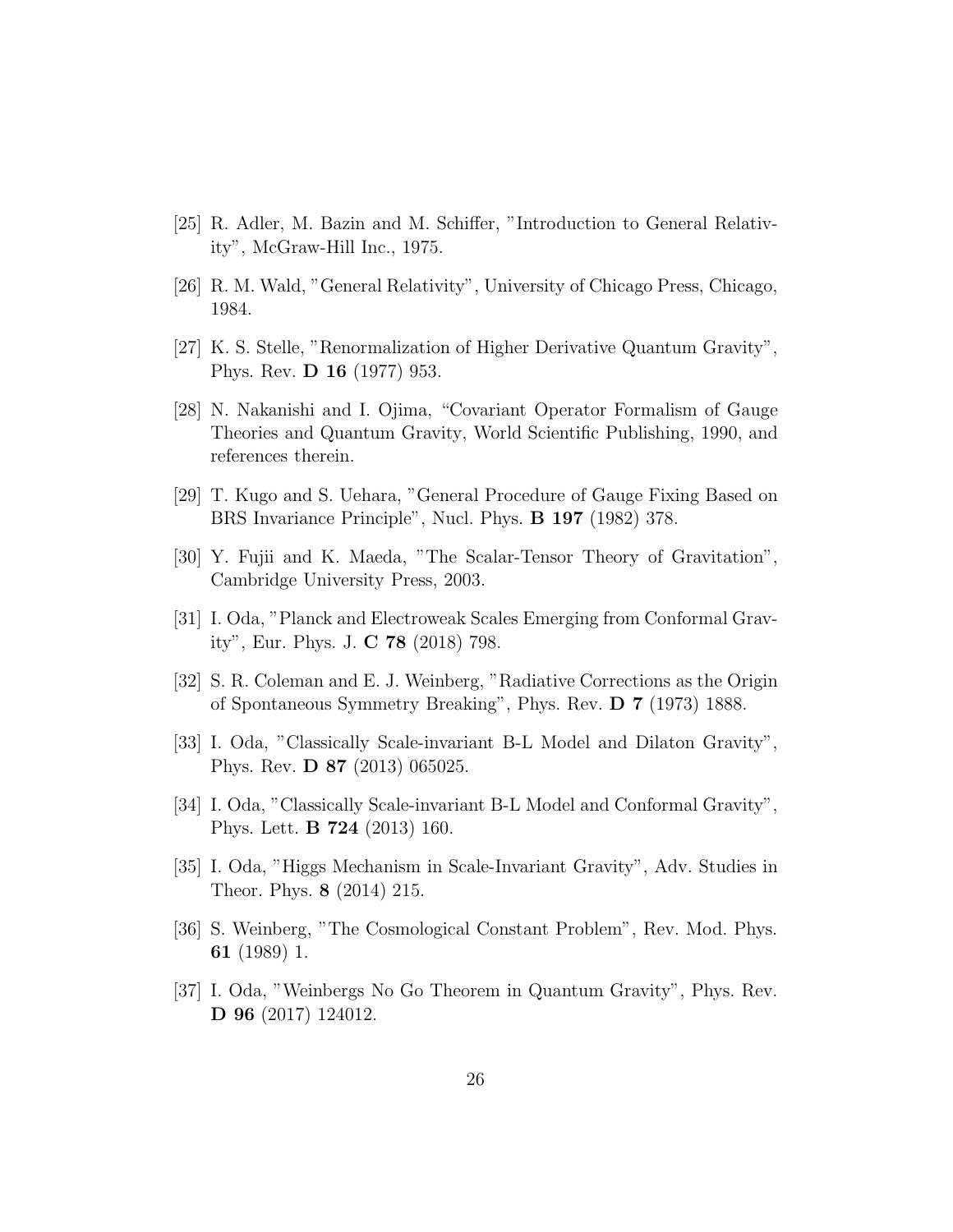[25] R. Adler, M. Bazin and M. Schiffer, "Introduction to General Relativity", McGraw-Hill Inc., 1975.

[26] R. M. Wald, "General Relativity", University of Chicago Press, Chicago, 1984.

[27] K. S. Stelle, "Renormalization of Higher Derivative Quantum Gravity", Phys. Rev. **D 16** (1977) 953.

[28] N. Nakanishi and I. Ojima, "Covariant Operator Formalism of Gauge Theories and Quantum Gravity, World Scientific Publishing, 1990, and references therein.

[29] T. Kugo and S. Uehara, "General Procedure of Gauge Fixing Based on BRS Invariance Principle", Nucl. Phys. **B 197** (1982) 378.

[30] Y. Fujii and K. Maeda, "The Scalar-Tensor Theory of Gravitation", Cambridge University Press, 2003.

[31] I. Oda, "Planck and Electroweak Scales Emerging from Conformal Gravity", Eur. Phys. J. **C 78** (2018) 798.

[32] S. R. Coleman and E. J. Weinberg, "Radiative Corrections as the Origin of Spontaneous Symmetry Breaking", Phys. Rev. **D 7** (1973) 1888.

[33] I. Oda, "Classically Scale-invariant B-L Model and Dilaton Gravity", Phys. Rev. **D 87** (2013) 065025.

[34] I. Oda, "Classically Scale-invariant B-L Model and Conformal Gravity", Phys. Lett. **B 724** (2013) 160.

[35] I. Oda, "Higgs Mechanism in Scale-Invariant Gravity", Adv. Studies in Theor. Phys. **8** (2014) 215.

[36] S. Weinberg, "The Cosmological Constant Problem", Rev. Mod. Phys. **61** (1989) 1.

[37] I. Oda, "Weinbergs No Go Theorem in Quantum Gravity", Phys. Rev. **D 96** (2017) 124012.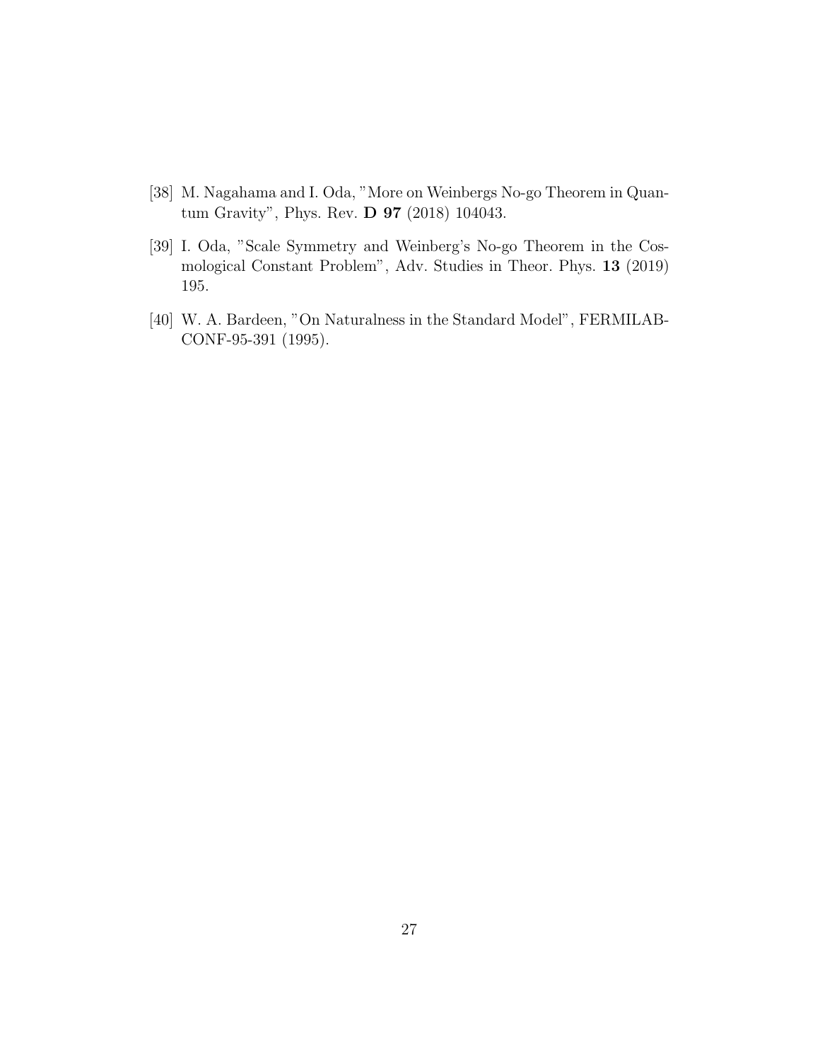[38] M. Nagahama and I. Oda, "More on Weinbergs No-go Theorem in Quantum Gravity", Phys. Rev. **D 97** (2018) 104043.

[39] I. Oda, "Scale Symmetry and Weinberg's No-go Theorem in the Cosmological Constant Problem", Adv. Studies in Theor. Phys. **13** (2019) 195.

[40] W. A. Bardeen, "On Naturalness in the Standard Model", FERMILAB-CONF-95-391 (1995).